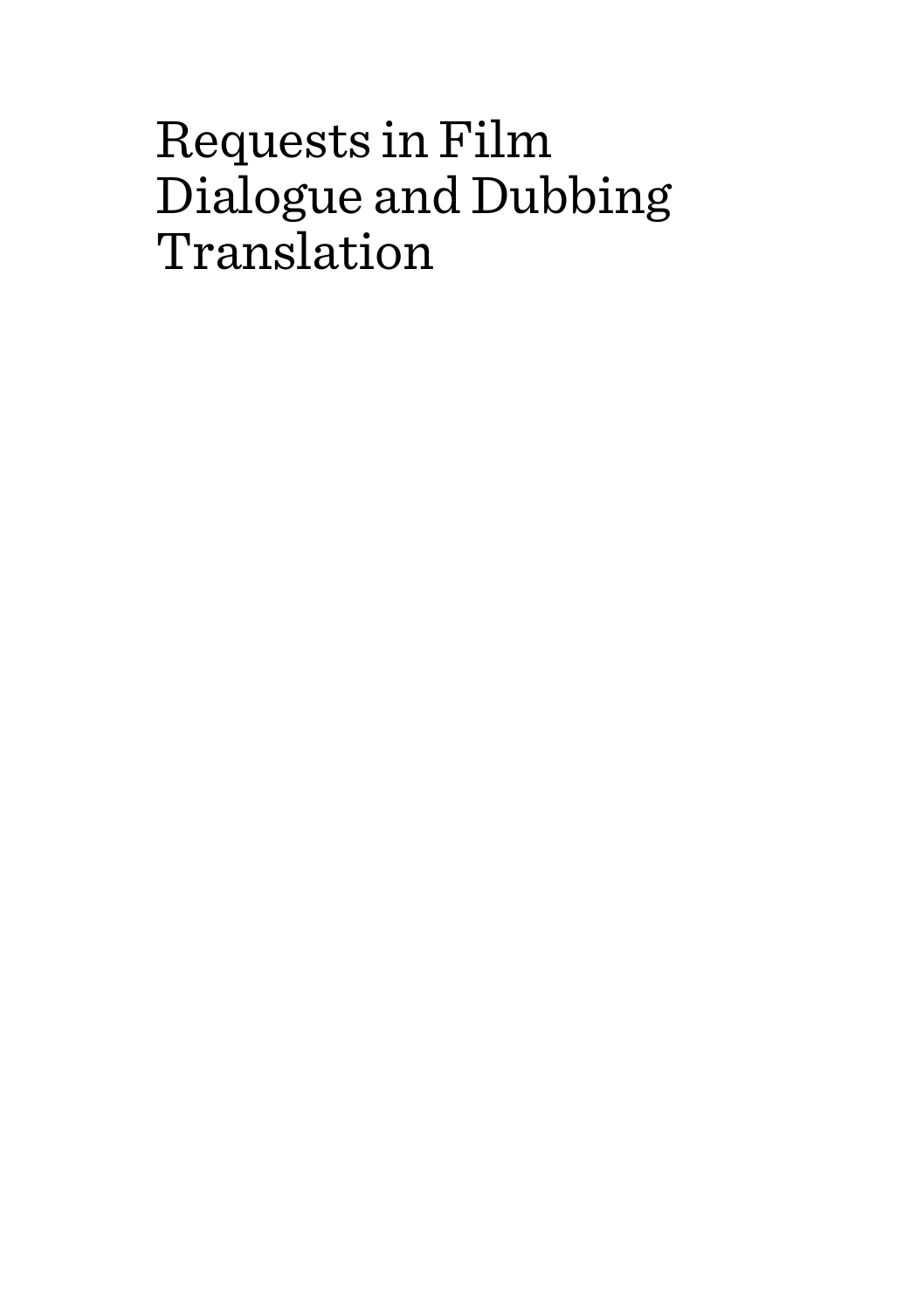# Requests in Film Dialogue and Dubbing Translation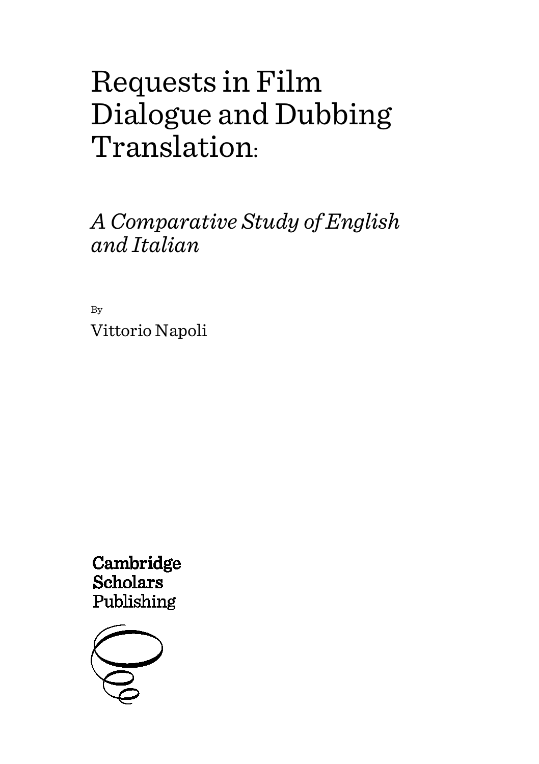# Requests in Film Dialogue and Dubbing Translation:

## *A Comparative Study of English and Italian*

By

Vittorio Napoli

Cambridge Scholars Publishing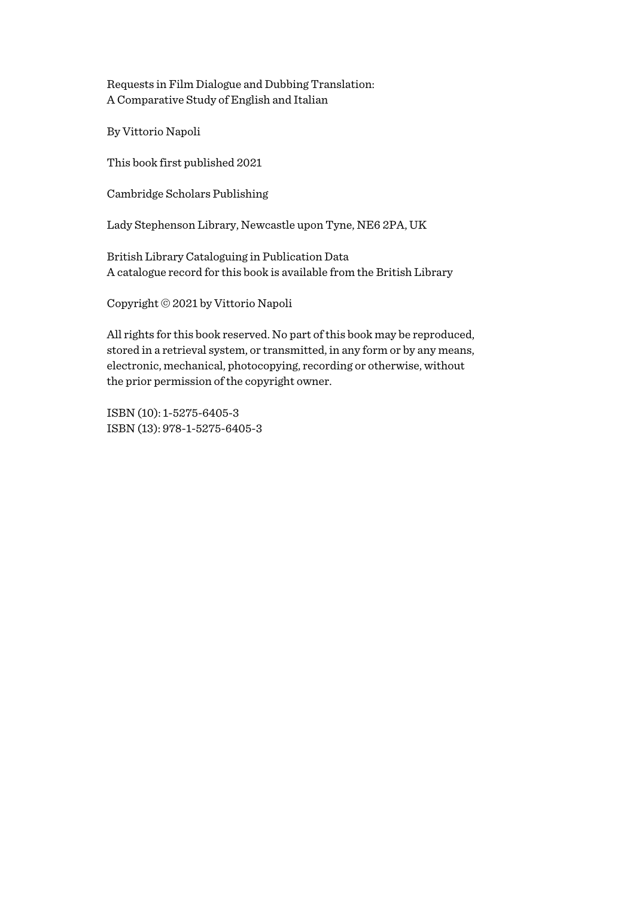Requests in Film Dialogue and Dubbing Translation:
A Comparative Study of English and Italian

By Vittorio Napoli

This book first published 2021

Cambridge Scholars Publishing

Lady Stephenson Library, Newcastle upon Tyne, NE6 2PA, UK

British Library Cataloguing in Publication Data
A catalogue record for this book is available from the British Library

Copyright © 2021 by Vittorio Napoli

All rights for this book reserved. No part of this book may be reproduced, stored in a retrieval system, or transmitted, in any form or by any means, electronic, mechanical, photocopying, recording or otherwise, without the prior permission of the copyright owner.

ISBN (10): 1-5275-6405-3
ISBN (13): 978-1-5275-6405-3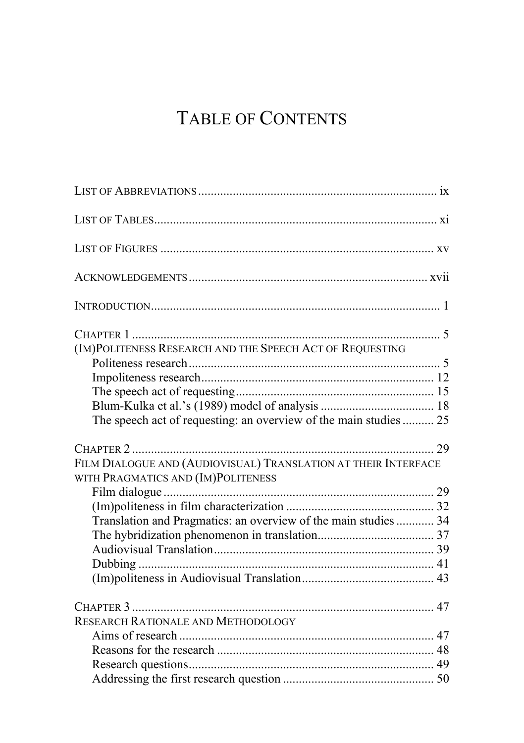# Table of Contents

List of Abbreviations ........................................................................... ix

List of Tables......................................................................................... xi

List of Figures ...................................................................................... xv

Acknowledgements ............................................................................ xvii

Introduction............................................................................................ 1

Chapter 1 ................................................................................................ 5
(Im)Politeness Research and the Speech Act of Requesting
- Politeness research .............................................................................. 5
- Impoliteness research.......................................................................... 12
- The speech act of requesting.............................................................. 15
- Blum-Kulka et al.'s (1989) model of analysis .................................... 18
- The speech act of requesting: an overview of the main studies .......... 25

Chapter 2 .............................................................................................. 29
Film Dialogue and (Audiovisual) Translation at their Interface with Pragmatics and (Im)Politeness
- Film dialogue ..................................................................................... 29
- (Im)politeness in film characterization .............................................. 32
- Translation and Pragmatics: an overview of the main studies ............ 34
- The hybridization phenomenon in translation..................................... 37
- Audiovisual Translation...................................................................... 39
- Dubbing .............................................................................................. 41
- (Im)politeness in Audiovisual Translation.......................................... 43

Chapter 3 .............................................................................................. 47
Research Rationale and Methodology
- Aims of research ................................................................................. 47
- Reasons for the research ..................................................................... 48
- Research questions.............................................................................. 49
- Addressing the first research question ................................................ 50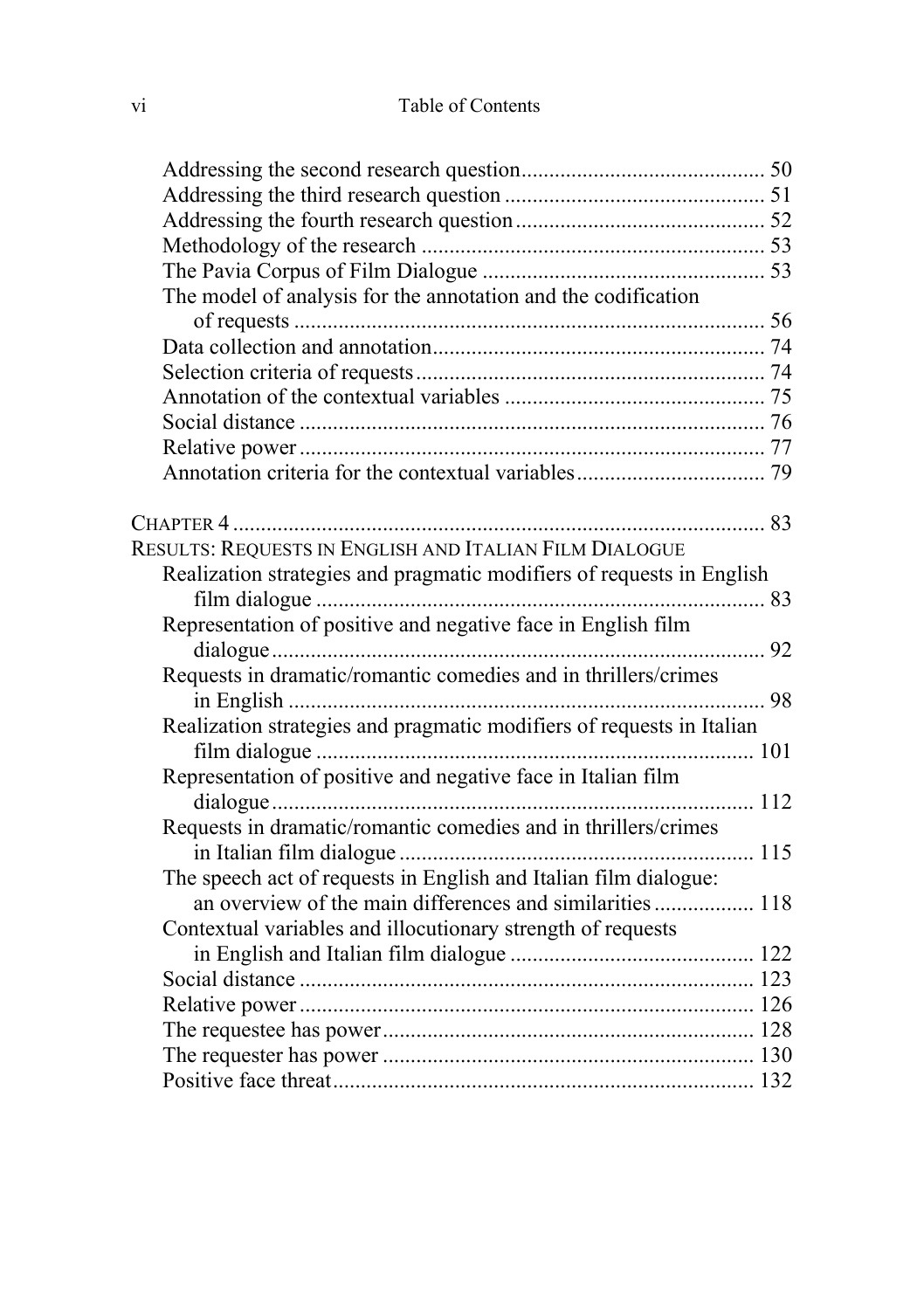Addressing the second research question ........................................... 50
Addressing the third research question ............................................. 51
Addressing the fourth research question ........................................... 52
Methodology of the research ............................................................ 53
The Pavia Corpus of Film Dialogue .................................................. 53
The model of analysis for the annotation and the codification of requests ........................................................................................ 56
Data collection and annotation .......................................................... 74
Selection criteria of requests ............................................................. 74
Annotation of the contextual variables .............................................. 75
Social distance .................................................................................. 76
Relative power .................................................................................. 77
Annotation criteria for the contextual variables ................................. 79

CHAPTER 4 ............................................................................................ 83

RESULTS: REQUESTS IN ENGLISH AND ITALIAN FILM DIALOGUE

Realization strategies and pragmatic modifiers of requests in English film dialogue ................................................................................ 83
Representation of positive and negative face in English film dialogue ........................................................................................ 92
Requests in dramatic/romantic comedies and in thrillers/crimes in English ...................................................................................... 98
Realization strategies and pragmatic modifiers of requests in Italian film dialogue ............................................................................... 101
Representation of positive and negative face in Italian film dialogue ....................................................................................... 112
Requests in dramatic/romantic comedies and in thrillers/crimes in Italian film dialogue ............................................................... 115
The speech act of requests in English and Italian film dialogue: an overview of the main differences and similarities .................. 118
Contextual variables and illocutionary strength of requests in English and Italian film dialogue ............................................ 122
Social distance ................................................................................. 123
Relative power ................................................................................. 126
The requestee has power .................................................................. 128
The requester has power .................................................................. 130
Positive face threat ........................................................................... 132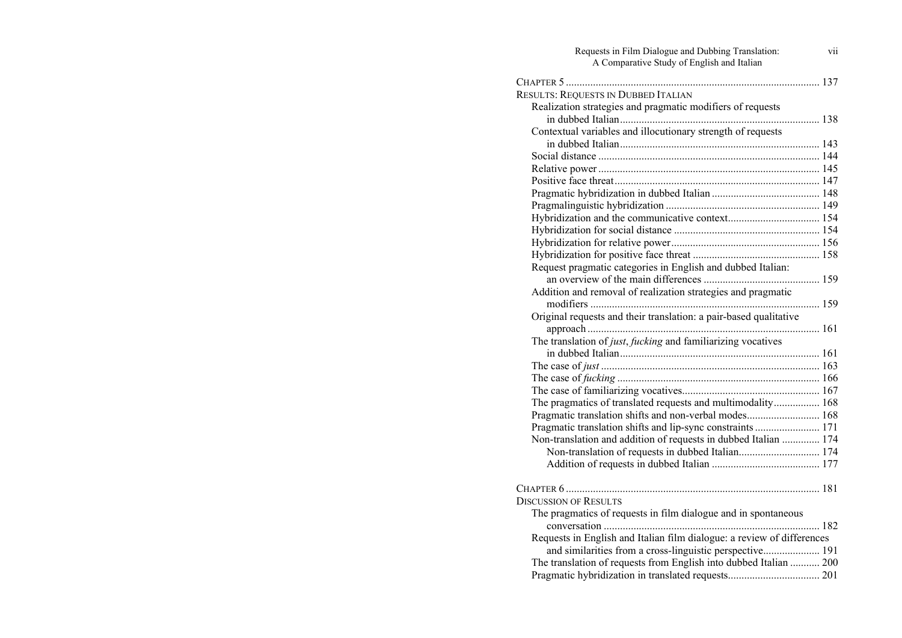CHAPTER 5 ............................................................................................. 137

RESULTS: REQUESTS IN DUBBED ITALIAN

Realization strategies and pragmatic modifiers of requests in dubbed Italian ......................................................................... 138

Contextual variables and illocutionary strength of requests in dubbed Italian ......................................................................... 143

Social distance ................................................................................. 144

Relative power ................................................................................. 145

Positive face threat ........................................................................... 147

Pragmatic hybridization in dubbed Italian ........................................ 148

Pragmalinguistic hybridization ......................................................... 149

Hybridization and the communicative context.................................. 154

Hybridization for social distance ...................................................... 154

Hybridization for relative power....................................................... 156

Hybridization for positive face threat ............................................... 158

Request pragmatic categories in English and dubbed Italian: an overview of the main differences ........................................... 159

Addition and removal of realization strategies and pragmatic modifiers .................................................................................... 159

Original requests and their translation: a pair-based qualitative approach ..................................................................................... 161

The translation of *just*, *fucking* and familiarizing vocatives in dubbed Italian ......................................................................... 161

The case of *just* ................................................................................ 163

The case of *fucking* .......................................................................... 166

The case of familiarizing vocatives................................................... 167

The pragmatics of translated requests and multimodality................. 168

Pragmatic translation shifts and non-verbal modes........................... 168

Pragmatic translation shifts and lip-sync constraints ........................ 171

Non-translation and addition of requests in dubbed Italian .............. 174

Non-translation of requests in dubbed Italian.............................. 174

Addition of requests in dubbed Italian ........................................ 177

CHAPTER 6 ............................................................................................. 181

DISCUSSION OF RESULTS

The pragmatics of requests in film dialogue and in spontaneous conversation ................................................................................ 182

Requests in English and Italian film dialogue: a review of differences and similarities from a cross-linguistic perspective..................... 191

The translation of requests from English into dubbed Italian ........... 200

Pragmatic hybridization in translated requests.................................. 201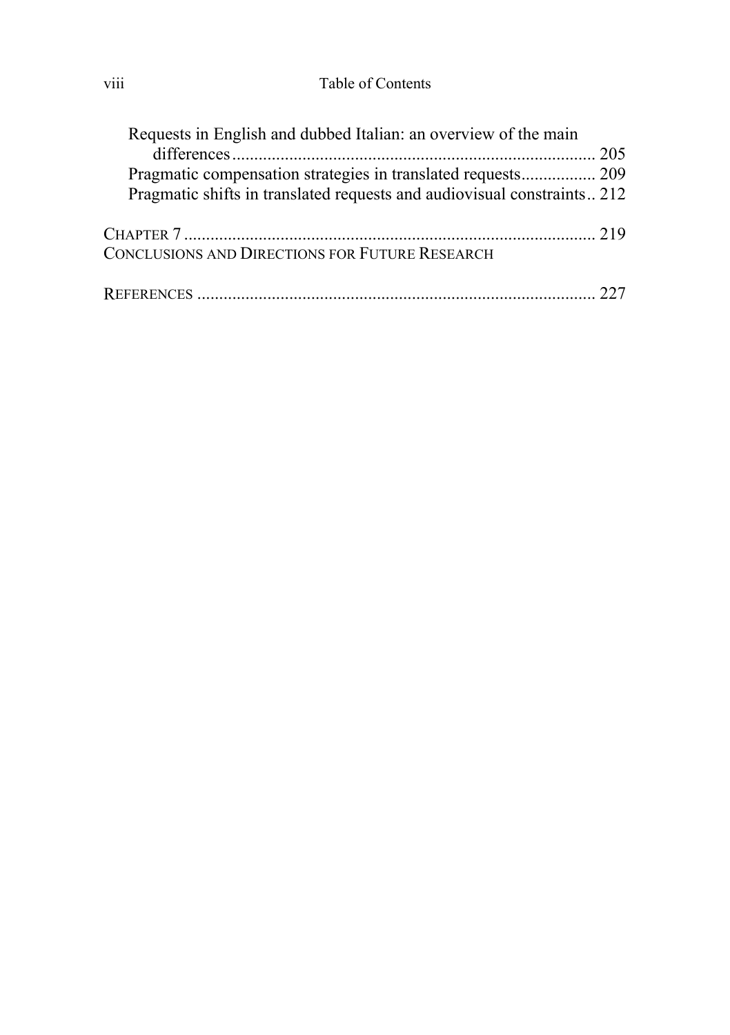Requests in English and dubbed Italian: an overview of the main differences ................................................................................. 205
Pragmatic compensation strategies in translated requests................. 209
Pragmatic shifts in translated requests and audiovisual constraints.. 212

CHAPTER 7 ............................................................................................ 219
CONCLUSIONS AND DIRECTIONS FOR FUTURE RESEARCH

REFERENCES ......................................................................................... 227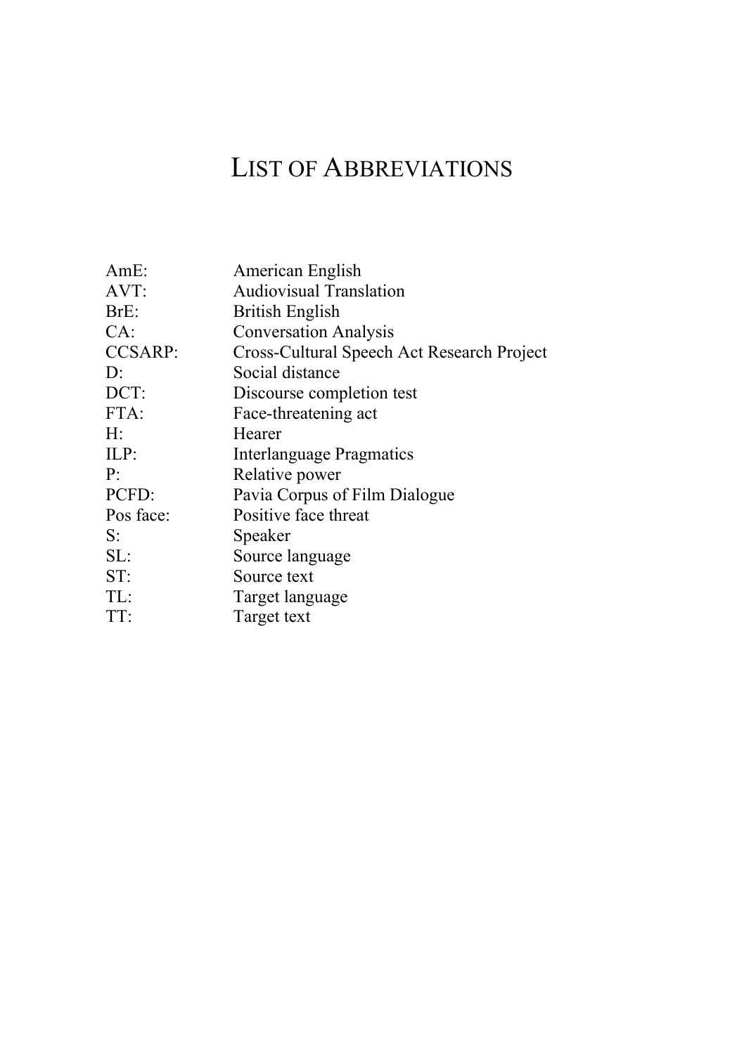# List of Abbreviations

| | |
|---|---|
| AmE: | American English |
| AVT: | Audiovisual Translation |
| BrE: | British English |
| CA: | Conversation Analysis |
| CCSARP: | Cross-Cultural Speech Act Research Project |
| D: | Social distance |
| DCT: | Discourse completion test |
| FTA: | Face-threatening act |
| H: | Hearer |
| ILP: | Interlanguage Pragmatics |
| P: | Relative power |
| PCFD: | Pavia Corpus of Film Dialogue |
| Pos face: | Positive face threat |
| S: | Speaker |
| SL: | Source language |
| ST: | Source text |
| TL: | Target language |
| TT: | Target text |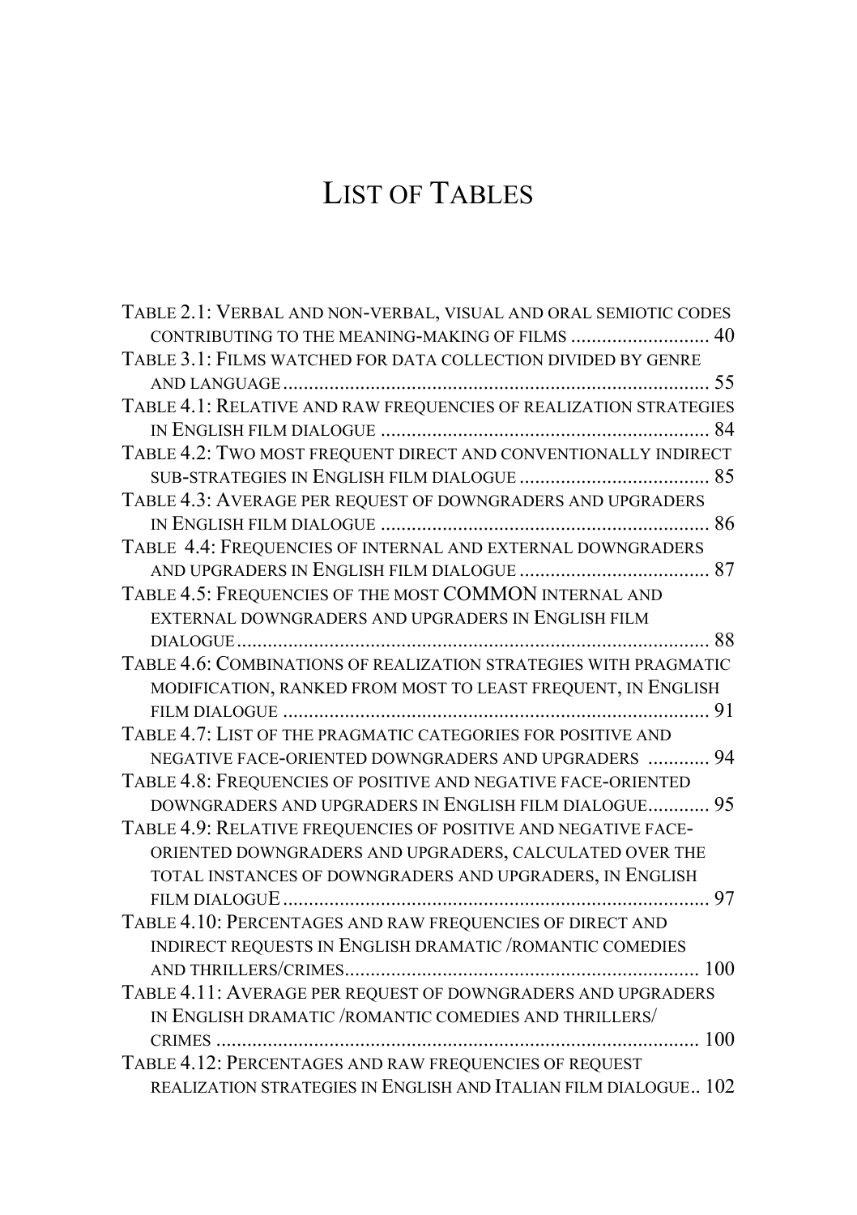# LIST OF TABLES

TABLE 2.1: VERBAL AND NON-VERBAL, VISUAL AND ORAL SEMIOTIC CODES CONTRIBUTING TO THE MEANING-MAKING OF FILMS ........................... 40

TABLE 3.1: FILMS WATCHED FOR DATA COLLECTION DIVIDED BY GENRE AND LANGUAGE ................................................................................... 55

TABLE 4.1: RELATIVE AND RAW FREQUENCIES OF REALIZATION STRATEGIES IN ENGLISH FILM DIALOGUE ................................................................ 84

TABLE 4.2: TWO MOST FREQUENT DIRECT AND CONVENTIONALLY INDIRECT SUB-STRATEGIES IN ENGLISH FILM DIALOGUE ..................................... 85

TABLE 4.3: AVERAGE PER REQUEST OF DOWNGRADERS AND UPGRADERS IN ENGLISH FILM DIALOGUE ................................................................ 86

TABLE 4.4: FREQUENCIES OF INTERNAL AND EXTERNAL DOWNGRADERS AND UPGRADERS IN ENGLISH FILM DIALOGUE ..................................... 87

TABLE 4.5: FREQUENCIES OF THE MOST COMMON INTERNAL AND EXTERNAL DOWNGRADERS AND UPGRADERS IN ENGLISH FILM DIALOGUE ............................................................................................ 88

TABLE 4.6: COMBINATIONS OF REALIZATION STRATEGIES WITH PRAGMATIC MODIFICATION, RANKED FROM MOST TO LEAST FREQUENT, IN ENGLISH FILM DIALOGUE ................................................................................... 91

TABLE 4.7: LIST OF THE PRAGMATIC CATEGORIES FOR POSITIVE AND NEGATIVE FACE-ORIENTED DOWNGRADERS AND UPGRADERS ............ 94

TABLE 4.8: FREQUENCIES OF POSITIVE AND NEGATIVE FACE-ORIENTED DOWNGRADERS AND UPGRADERS IN ENGLISH FILM DIALOGUE............ 95

TABLE 4.9: RELATIVE FREQUENCIES OF POSITIVE AND NEGATIVE FACE-ORIENTED DOWNGRADERS AND UPGRADERS, CALCULATED OVER THE TOTAL INSTANCES OF DOWNGRADERS AND UPGRADERS, IN ENGLISH FILM DIALOGUE ................................................................................... 97

TABLE 4.10: PERCENTAGES AND RAW FREQUENCIES OF DIRECT AND INDIRECT REQUESTS IN ENGLISH DRAMATIC /ROMANTIC COMEDIES AND THRILLERS/CRIMES..................................................................... 100

TABLE 4.11: AVERAGE PER REQUEST OF DOWNGRADERS AND UPGRADERS IN ENGLISH DRAMATIC /ROMANTIC COMEDIES AND THRILLERS/ CRIMES .............................................................................................. 100

TABLE 4.12: PERCENTAGES AND RAW FREQUENCIES OF REQUEST REALIZATION STRATEGIES IN ENGLISH AND ITALIAN FILM DIALOGUE.. 102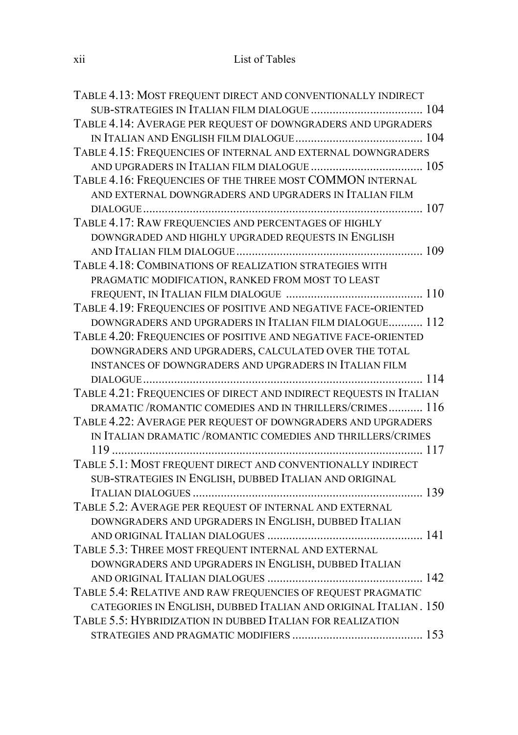Table 4.13: Most frequent direct and conventionally indirect sub-strategies in Italian film dialogue .................................... 104

Table 4.14: Average per request of downgraders and upgraders in Italian and English film dialogue ......................................... 104

Table 4.15: Frequencies of internal and external downgraders and upgraders in Italian film dialogue .................................... 105

Table 4.16: Frequencies of the three most COMMON internal and external downgraders and upgraders in Italian film dialogue ........................................................................................... 107

Table 4.17: Raw frequencies and percentages of highly downgraded and highly upgraded requests in English and Italian film dialogue ............................................................ 109

Table 4.18: Combinations of realization strategies with pragmatic modification, ranked from most to least frequent, in Italian film dialogue ............................................ 110

Table 4.19: Frequencies of positive and negative face-oriented downgraders and upgraders in Italian film dialogue........... 112

Table 4.20: Frequencies of positive and negative face-oriented downgraders and upgraders, calculated over the total instances of downgraders and upgraders in Italian film dialogue ........................................................................................... 114

Table 4.21: Frequencies of direct and indirect requests in Italian dramatic /romantic comedies and in thrillers/crimes........... 116

Table 4.22: Average per request of downgraders and upgraders in Italian dramatic /romantic comedies and thrillers/crimes 119 ..................................................................................................... 117

Table 5.1: Most frequent direct and conventionally indirect sub-strategies in English, dubbed Italian and original Italian dialogues .......................................................................... 139

Table 5.2: Average per request of internal and external downgraders and upgraders in English, dubbed Italian and original Italian dialogues .................................................. 141

Table 5.3: Three most frequent internal and external downgraders and upgraders in English, dubbed Italian and original Italian dialogues .................................................. 142

Table 5.4: Relative and raw frequencies of request pragmatic categories in English, dubbed Italian and original Italian . 150

Table 5.5: Hybridization in dubbed Italian for realization strategies and pragmatic modifiers .......................................... 153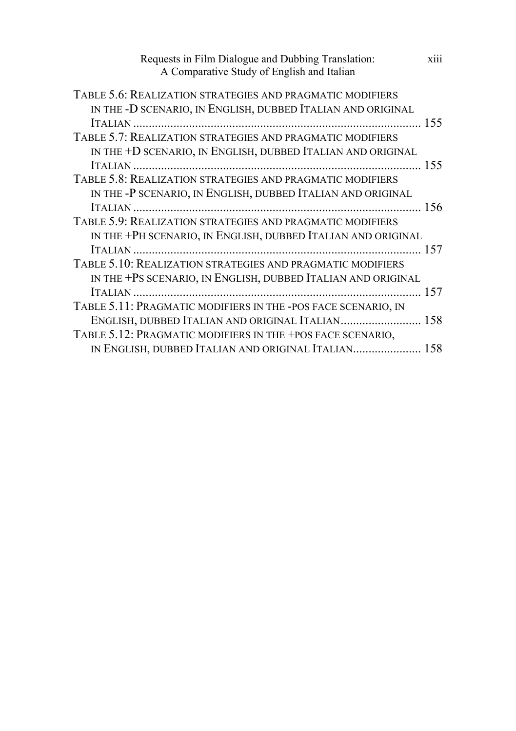Table 5.6: Realization strategies and pragmatic modifiers in the -D scenario, in English, dubbed Italian and original Italian ............ 155

Table 5.7: Realization strategies and pragmatic modifiers in the +D scenario, in English, dubbed Italian and original Italian ............ 155

Table 5.8: Realization strategies and pragmatic modifiers in the -P scenario, in English, dubbed Italian and original Italian ............ 156

Table 5.9: Realization strategies and pragmatic modifiers in the +Ph scenario, in English, dubbed Italian and original Italian ............ 157

Table 5.10: Realization strategies and pragmatic modifiers in the +Ps scenario, in English, dubbed Italian and original Italian ............ 157

Table 5.11: Pragmatic modifiers in the -pos face scenario, in English, dubbed Italian and original Italian ............ 158

Table 5.12: Pragmatic modifiers in the +pos face scenario, in English, dubbed Italian and original Italian ............ 158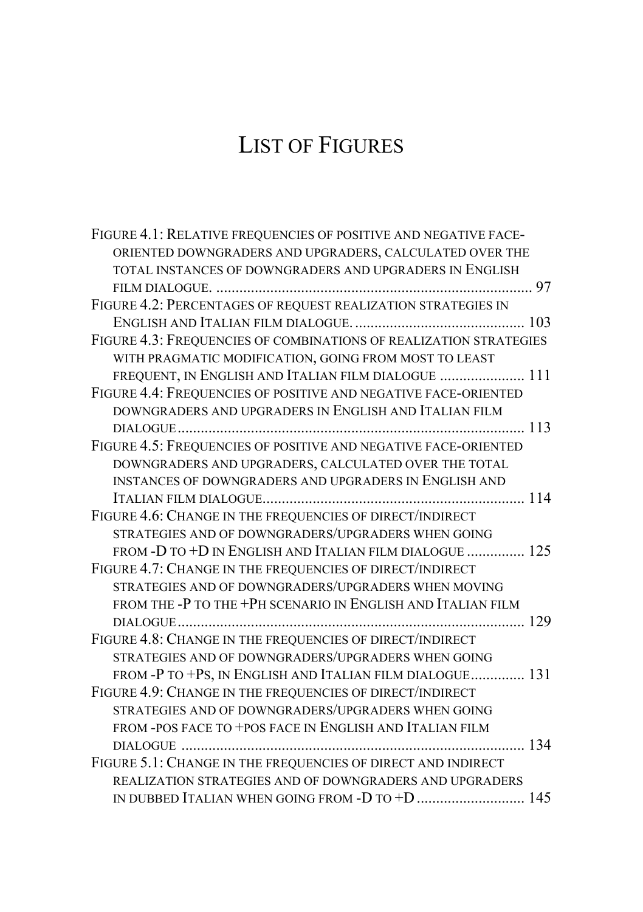# List of Figures

Figure 4.1: Relative frequencies of positive and negative face-oriented downgraders and upgraders, calculated over the total instances of downgraders and upgraders in English film dialogue. ........ 97

Figure 4.2: Percentages of request realization strategies in English and Italian film dialogue. ........ 103

Figure 4.3: Frequencies of combinations of realization strategies with pragmatic modification, going from most to least frequent, in English and Italian film dialogue ........ 111

Figure 4.4: Frequencies of positive and negative face-oriented downgraders and upgraders in English and Italian film dialogue ........ 113

Figure 4.5: Frequencies of positive and negative face-oriented downgraders and upgraders, calculated over the total instances of downgraders and upgraders in English and Italian film dialogue ........ 114

Figure 4.6: Change in the frequencies of direct/indirect strategies and of downgraders/upgraders when going from -D to +D in English and Italian film dialogue ........ 125

Figure 4.7: Change in the frequencies of direct/indirect strategies and of downgraders/upgraders when moving from the -P to the +Ph scenario in English and Italian film dialogue ........ 129

Figure 4.8: Change in the frequencies of direct/indirect strategies and of downgraders/upgraders when going from -P to +Ps, in English and Italian film dialogue ........ 131

Figure 4.9: Change in the frequencies of direct/indirect strategies and of downgraders/upgraders when going from -pos face to +pos face in English and Italian film dialogue ........ 134

Figure 5.1: Change in the frequencies of direct and indirect realization strategies and of downgraders and upgraders in dubbed Italian when going from -D to +D ........ 145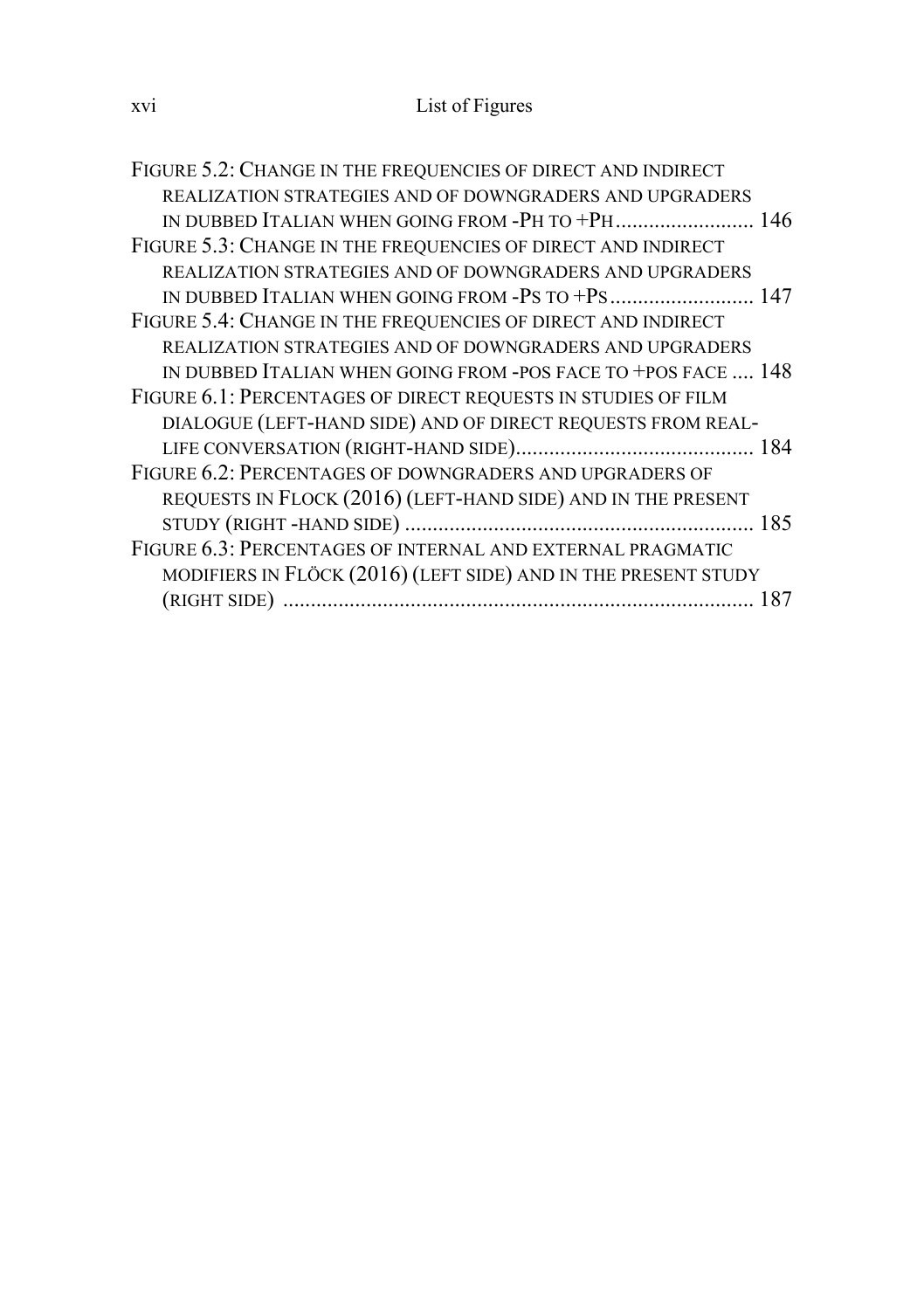Figure 5.2: Change in the frequencies of direct and indirect realization strategies and of downgraders and upgraders in dubbed Italian when going from -Ph to +Ph ......................... 146

Figure 5.3: Change in the frequencies of direct and indirect realization strategies and of downgraders and upgraders in dubbed Italian when going from -Ps to +Ps .......................... 147

Figure 5.4: Change in the frequencies of direct and indirect realization strategies and of downgraders and upgraders in dubbed Italian when going from -pos face to +pos face .... 148

Figure 6.1: Percentages of direct requests in studies of film dialogue (left-hand side) and of direct requests from real-life conversation (right-hand side)........................................... 184

Figure 6.2: Percentages of downgraders and upgraders of requests in Flock (2016) (left-hand side) and in the present study (right -hand side) ............................................................... 185

Figure 6.3: Percentages of internal and external pragmatic modifiers in Flöck (2016) (left side) and in the present study (right side) .................................................................................... 187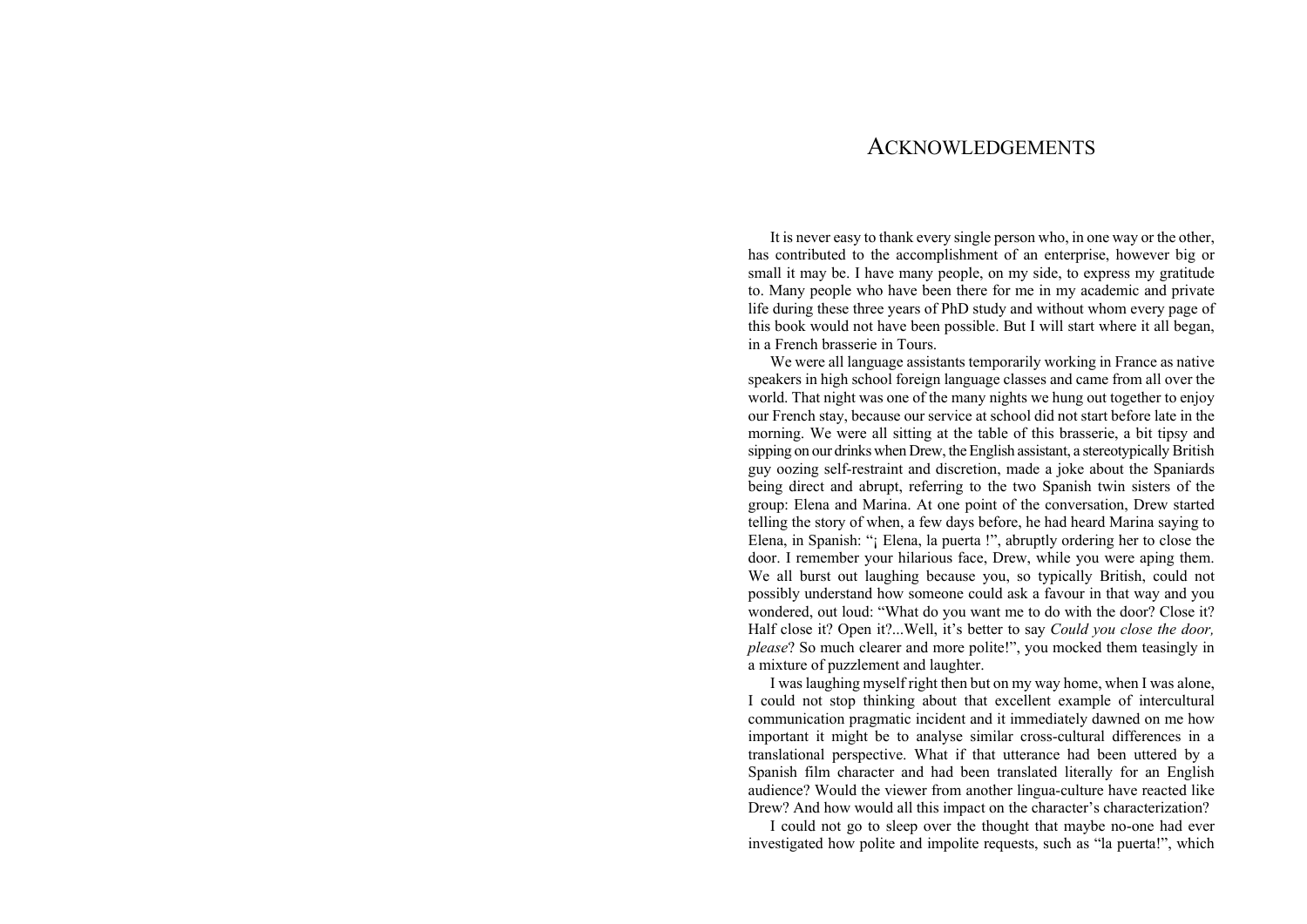# Acknowledgements

It is never easy to thank every single person who, in one way or the other, has contributed to the accomplishment of an enterprise, however big or small it may be. I have many people, on my side, to express my gratitude to. Many people who have been there for me in my academic and private life during these three years of PhD study and without whom every page of this book would not have been possible. But I will start where it all began, in a French brasserie in Tours.

We were all language assistants temporarily working in France as native speakers in high school foreign language classes and came from all over the world. That night was one of the many nights we hung out together to enjoy our French stay, because our service at school did not start before late in the morning. We were all sitting at the table of this brasserie, a bit tipsy and sipping on our drinks when Drew, the English assistant, a stereotypically British guy oozing self-restraint and discretion, made a joke about the Spaniards being direct and abrupt, referring to the two Spanish twin sisters of the group: Elena and Marina. At one point of the conversation, Drew started telling the story of when, a few days before, he had heard Marina saying to Elena, in Spanish: "¡ Elena, la puerta !", abruptly ordering her to close the door. I remember your hilarious face, Drew, while you were aping them. We all burst out laughing because you, so typically British, could not possibly understand how someone could ask a favour in that way and you wondered, out loud: "What do you want me to do with the door? Close it? Half close it? Open it?...Well, it's better to say *Could you close the door, please*? So much clearer and more polite!", you mocked them teasingly in a mixture of puzzlement and laughter.

I was laughing myself right then but on my way home, when I was alone, I could not stop thinking about that excellent example of intercultural communication pragmatic incident and it immediately dawned on me how important it might be to analyse similar cross-cultural differences in a translational perspective. What if that utterance had been uttered by a Spanish film character and had been translated literally for an English audience? Would the viewer from another lingua-culture have reacted like Drew? And how would all this impact on the character's characterization?

I could not go to sleep over the thought that maybe no-one had ever investigated how polite and impolite requests, such as "la puerta!", which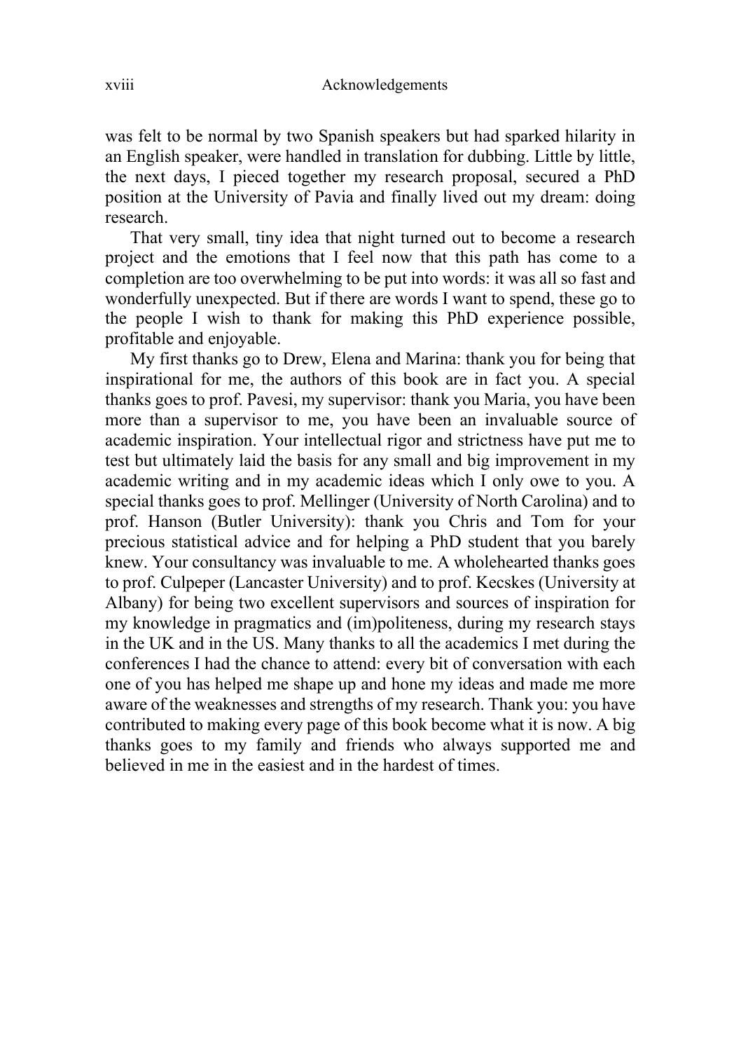was felt to be normal by two Spanish speakers but had sparked hilarity in an English speaker, were handled in translation for dubbing. Little by little, the next days, I pieced together my research proposal, secured a PhD position at the University of Pavia and finally lived out my dream: doing research.

That very small, tiny idea that night turned out to become a research project and the emotions that I feel now that this path has come to a completion are too overwhelming to be put into words: it was all so fast and wonderfully unexpected. But if there are words I want to spend, these go to the people I wish to thank for making this PhD experience possible, profitable and enjoyable.

My first thanks go to Drew, Elena and Marina: thank you for being that inspirational for me, the authors of this book are in fact you. A special thanks goes to prof. Pavesi, my supervisor: thank you Maria, you have been more than a supervisor to me, you have been an invaluable source of academic inspiration. Your intellectual rigor and strictness have put me to test but ultimately laid the basis for any small and big improvement in my academic writing and in my academic ideas which I only owe to you. A special thanks goes to prof. Mellinger (University of North Carolina) and to prof. Hanson (Butler University): thank you Chris and Tom for your precious statistical advice and for helping a PhD student that you barely knew. Your consultancy was invaluable to me. A wholehearted thanks goes to prof. Culpeper (Lancaster University) and to prof. Kecskes (University at Albany) for being two excellent supervisors and sources of inspiration for my knowledge in pragmatics and (im)politeness, during my research stays in the UK and in the US. Many thanks to all the academics I met during the conferences I had the chance to attend: every bit of conversation with each one of you has helped me shape up and hone my ideas and made me more aware of the weaknesses and strengths of my research. Thank you: you have contributed to making every page of this book become what it is now. A big thanks goes to my family and friends who always supported me and believed in me in the easiest and in the hardest of times.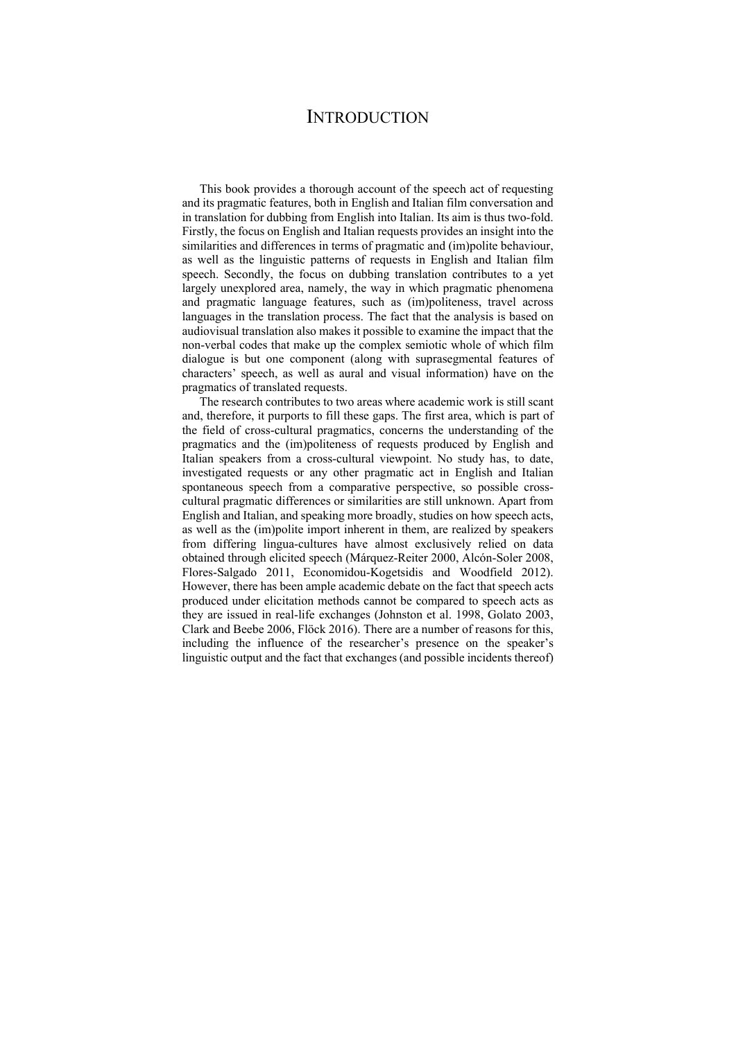# INTRODUCTION

This book provides a thorough account of the speech act of requesting and its pragmatic features, both in English and Italian film conversation and in translation for dubbing from English into Italian. Its aim is thus two-fold. Firstly, the focus on English and Italian requests provides an insight into the similarities and differences in terms of pragmatic and (im)polite behaviour, as well as the linguistic patterns of requests in English and Italian film speech. Secondly, the focus on dubbing translation contributes to a yet largely unexplored area, namely, the way in which pragmatic phenomena and pragmatic language features, such as (im)politeness, travel across languages in the translation process. The fact that the analysis is based on audiovisual translation also makes it possible to examine the impact that the non-verbal codes that make up the complex semiotic whole of which film dialogue is but one component (along with suprasegmental features of characters' speech, as well as aural and visual information) have on the pragmatics of translated requests.

The research contributes to two areas where academic work is still scant and, therefore, it purports to fill these gaps. The first area, which is part of the field of cross-cultural pragmatics, concerns the understanding of the pragmatics and the (im)politeness of requests produced by English and Italian speakers from a cross-cultural viewpoint. No study has, to date, investigated requests or any other pragmatic act in English and Italian spontaneous speech from a comparative perspective, so possible cross-cultural pragmatic differences or similarities are still unknown. Apart from English and Italian, and speaking more broadly, studies on how speech acts, as well as the (im)polite import inherent in them, are realized by speakers from differing lingua-cultures have almost exclusively relied on data obtained through elicited speech (Márquez-Reiter 2000, Alcón-Soler 2008, Flores-Salgado 2011, Economidou-Kogetsidis and Woodfield 2012). However, there has been ample academic debate on the fact that speech acts produced under elicitation methods cannot be compared to speech acts as they are issued in real-life exchanges (Johnston et al. 1998, Golato 2003, Clark and Beebe 2006, Flöck 2016). There are a number of reasons for this, including the influence of the researcher's presence on the speaker's linguistic output and the fact that exchanges (and possible incidents thereof)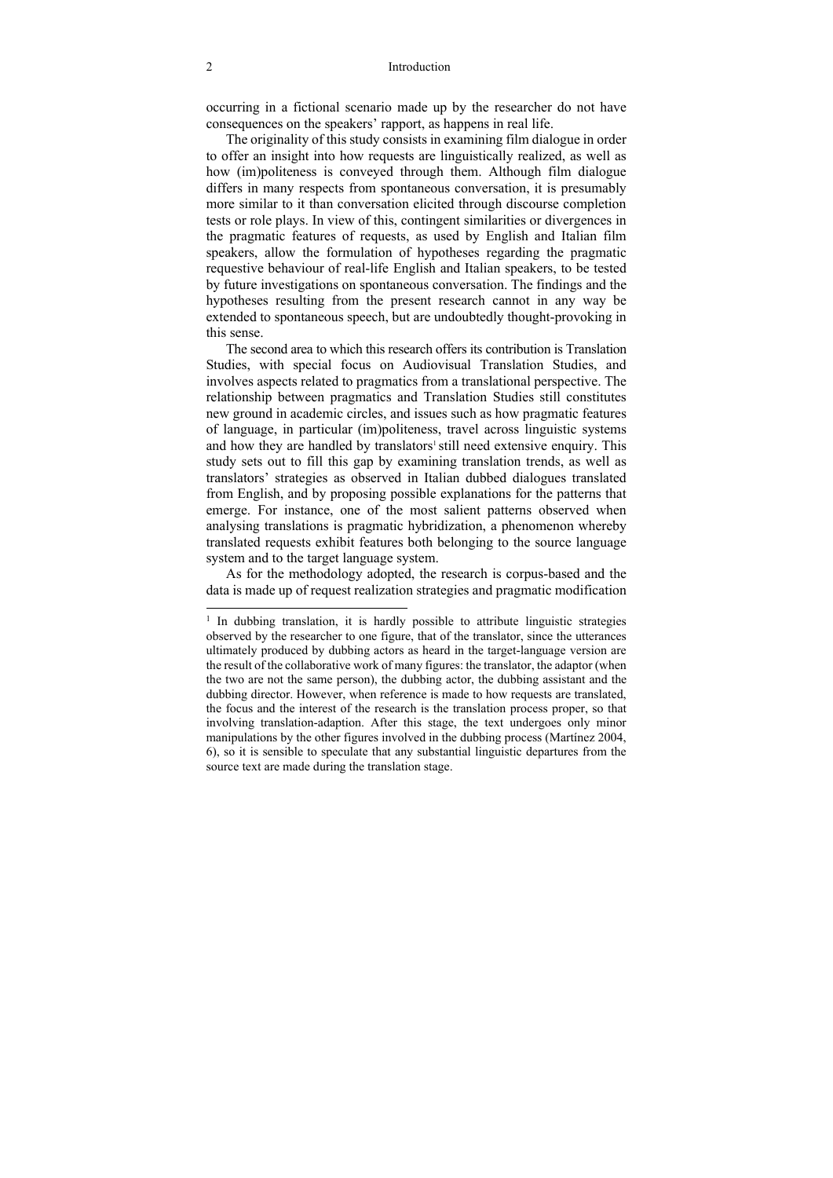occurring in a fictional scenario made up by the researcher do not have consequences on the speakers' rapport, as happens in real life.

The originality of this study consists in examining film dialogue in order to offer an insight into how requests are linguistically realized, as well as how (im)politeness is conveyed through them. Although film dialogue differs in many respects from spontaneous conversation, it is presumably more similar to it than conversation elicited through discourse completion tests or role plays. In view of this, contingent similarities or divergences in the pragmatic features of requests, as used by English and Italian film speakers, allow the formulation of hypotheses regarding the pragmatic requestive behaviour of real-life English and Italian speakers, to be tested by future investigations on spontaneous conversation. The findings and the hypotheses resulting from the present research cannot in any way be extended to spontaneous speech, but are undoubtedly thought-provoking in this sense.

The second area to which this research offers its contribution is Translation Studies, with special focus on Audiovisual Translation Studies, and involves aspects related to pragmatics from a translational perspective. The relationship between pragmatics and Translation Studies still constitutes new ground in academic circles, and issues such as how pragmatic features of language, in particular (im)politeness, travel across linguistic systems and how they are handled by translators[1] still need extensive enquiry. This study sets out to fill this gap by examining translation trends, as well as translators' strategies as observed in Italian dubbed dialogues translated from English, and by proposing possible explanations for the patterns that emerge. For instance, one of the most salient patterns observed when analysing translations is pragmatic hybridization, a phenomenon whereby translated requests exhibit features both belonging to the source language system and to the target language system.

As for the methodology adopted, the research is corpus-based and the data is made up of request realization strategies and pragmatic modification

---

[1] In dubbing translation, it is hardly possible to attribute linguistic strategies observed by the researcher to one figure, that of the translator, since the utterances ultimately produced by dubbing actors as heard in the target-language version are the result of the collaborative work of many figures: the translator, the adaptor (when the two are not the same person), the dubbing actor, the dubbing assistant and the dubbing director. However, when reference is made to how requests are translated, the focus and the interest of the research is the translation process proper, so that involving translation-adaption. After this stage, the text undergoes only minor manipulations by the other figures involved in the dubbing process (Martínez 2004, 6), so it is sensible to speculate that any substantial linguistic departures from the source text are made during the translation stage.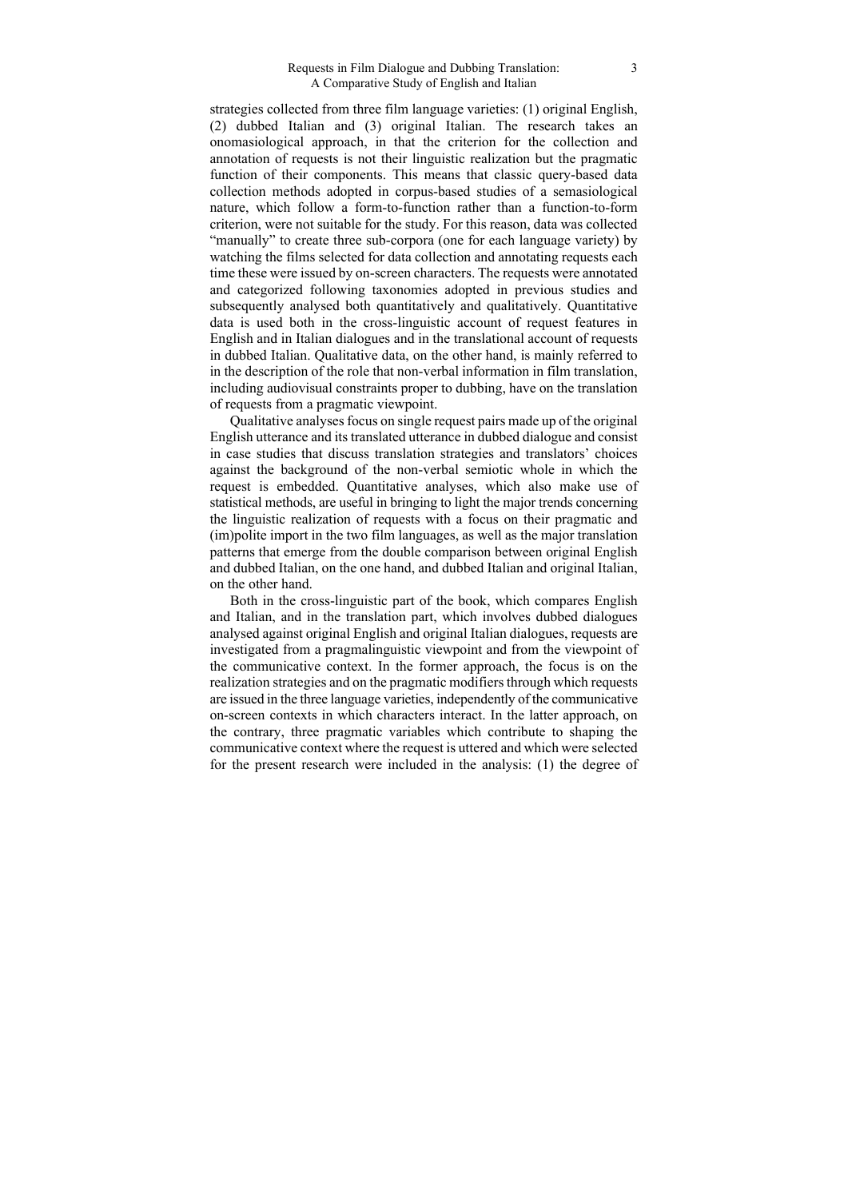strategies collected from three film language varieties: (1) original English, (2) dubbed Italian and (3) original Italian. The research takes an onomasiological approach, in that the criterion for the collection and annotation of requests is not their linguistic realization but the pragmatic function of their components. This means that classic query-based data collection methods adopted in corpus-based studies of a semasiological nature, which follow a form-to-function rather than a function-to-form criterion, were not suitable for the study. For this reason, data was collected "manually" to create three sub-corpora (one for each language variety) by watching the films selected for data collection and annotating requests each time these were issued by on-screen characters. The requests were annotated and categorized following taxonomies adopted in previous studies and subsequently analysed both quantitatively and qualitatively. Quantitative data is used both in the cross-linguistic account of request features in English and in Italian dialogues and in the translational account of requests in dubbed Italian. Qualitative data, on the other hand, is mainly referred to in the description of the role that non-verbal information in film translation, including audiovisual constraints proper to dubbing, have on the translation of requests from a pragmatic viewpoint.

Qualitative analyses focus on single request pairs made up of the original English utterance and its translated utterance in dubbed dialogue and consist in case studies that discuss translation strategies and translators' choices against the background of the non-verbal semiotic whole in which the request is embedded. Quantitative analyses, which also make use of statistical methods, are useful in bringing to light the major trends concerning the linguistic realization of requests with a focus on their pragmatic and (im)polite import in the two film languages, as well as the major translation patterns that emerge from the double comparison between original English and dubbed Italian, on the one hand, and dubbed Italian and original Italian, on the other hand.

Both in the cross-linguistic part of the book, which compares English and Italian, and in the translation part, which involves dubbed dialogues analysed against original English and original Italian dialogues, requests are investigated from a pragmalinguistic viewpoint and from the viewpoint of the communicative context. In the former approach, the focus is on the realization strategies and on the pragmatic modifiers through which requests are issued in the three language varieties, independently of the communicative on-screen contexts in which characters interact. In the latter approach, on the contrary, three pragmatic variables which contribute to shaping the communicative context where the request is uttered and which were selected for the present research were included in the analysis: (1) the degree of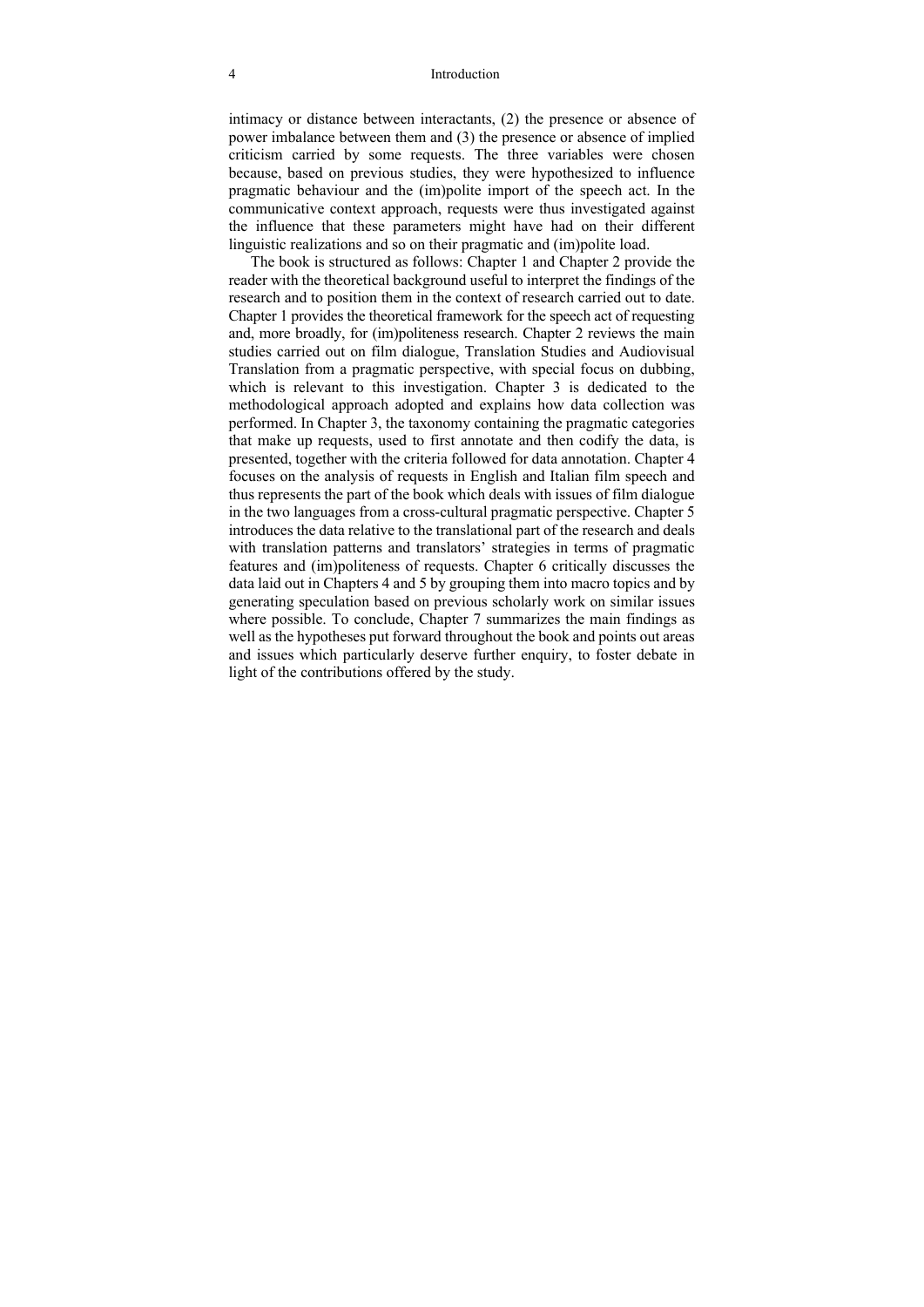intimacy or distance between interactants, (2) the presence or absence of power imbalance between them and (3) the presence or absence of implied criticism carried by some requests. The three variables were chosen because, based on previous studies, they were hypothesized to influence pragmatic behaviour and the (im)polite import of the speech act. In the communicative context approach, requests were thus investigated against the influence that these parameters might have had on their different linguistic realizations and so on their pragmatic and (im)polite load.

The book is structured as follows: Chapter 1 and Chapter 2 provide the reader with the theoretical background useful to interpret the findings of the research and to position them in the context of research carried out to date. Chapter 1 provides the theoretical framework for the speech act of requesting and, more broadly, for (im)politeness research. Chapter 2 reviews the main studies carried out on film dialogue, Translation Studies and Audiovisual Translation from a pragmatic perspective, with special focus on dubbing, which is relevant to this investigation. Chapter 3 is dedicated to the methodological approach adopted and explains how data collection was performed. In Chapter 3, the taxonomy containing the pragmatic categories that make up requests, used to first annotate and then codify the data, is presented, together with the criteria followed for data annotation. Chapter 4 focuses on the analysis of requests in English and Italian film speech and thus represents the part of the book which deals with issues of film dialogue in the two languages from a cross-cultural pragmatic perspective. Chapter 5 introduces the data relative to the translational part of the research and deals with translation patterns and translators' strategies in terms of pragmatic features and (im)politeness of requests. Chapter 6 critically discusses the data laid out in Chapters 4 and 5 by grouping them into macro topics and by generating speculation based on previous scholarly work on similar issues where possible. To conclude, Chapter 7 summarizes the main findings as well as the hypotheses put forward throughout the book and points out areas and issues which particularly deserve further enquiry, to foster debate in light of the contributions offered by the study.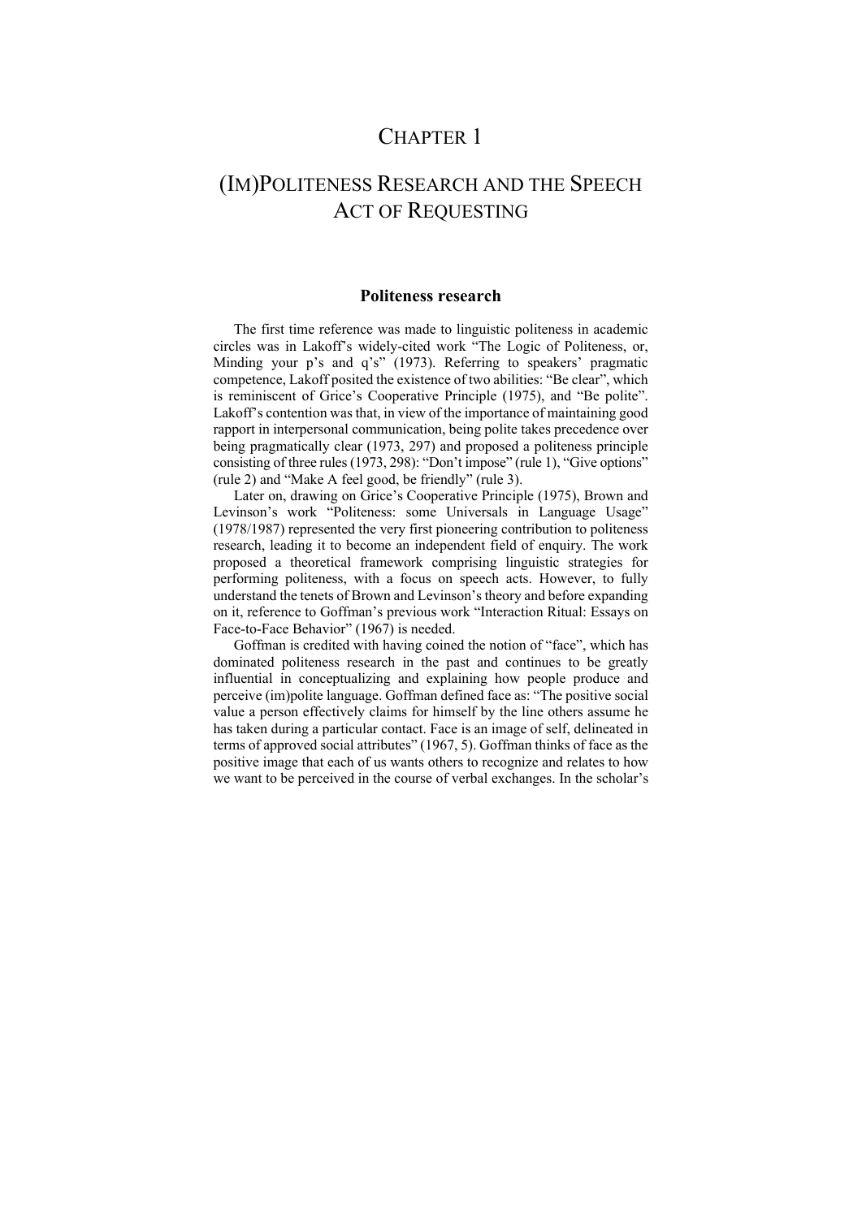# Chapter 1

# (Im)Politeness Research and the Speech Act of Requesting

### Politeness research

The first time reference was made to linguistic politeness in academic circles was in Lakoff's widely-cited work "The Logic of Politeness, or, Minding your p's and q's" (1973). Referring to speakers' pragmatic competence, Lakoff posited the existence of two abilities: "Be clear", which is reminiscent of Grice's Cooperative Principle (1975), and "Be polite". Lakoff's contention was that, in view of the importance of maintaining good rapport in interpersonal communication, being polite takes precedence over being pragmatically clear (1973, 297) and proposed a politeness principle consisting of three rules (1973, 298): "Don't impose" (rule 1), "Give options" (rule 2) and "Make A feel good, be friendly" (rule 3).

Later on, drawing on Grice's Cooperative Principle (1975), Brown and Levinson's work "Politeness: some Universals in Language Usage" (1978/1987) represented the very first pioneering contribution to politeness research, leading it to become an independent field of enquiry. The work proposed a theoretical framework comprising linguistic strategies for performing politeness, with a focus on speech acts. However, to fully understand the tenets of Brown and Levinson's theory and before expanding on it, reference to Goffman's previous work "Interaction Ritual: Essays on Face-to-Face Behavior" (1967) is needed.

Goffman is credited with having coined the notion of "face", which has dominated politeness research in the past and continues to be greatly influential in conceptualizing and explaining how people produce and perceive (im)polite language. Goffman defined face as: "The positive social value a person effectively claims for himself by the line others assume he has taken during a particular contact. Face is an image of self, delineated in terms of approved social attributes" (1967, 5). Goffman thinks of face as the positive image that each of us wants others to recognize and relates to how we want to be perceived in the course of verbal exchanges. In the scholar's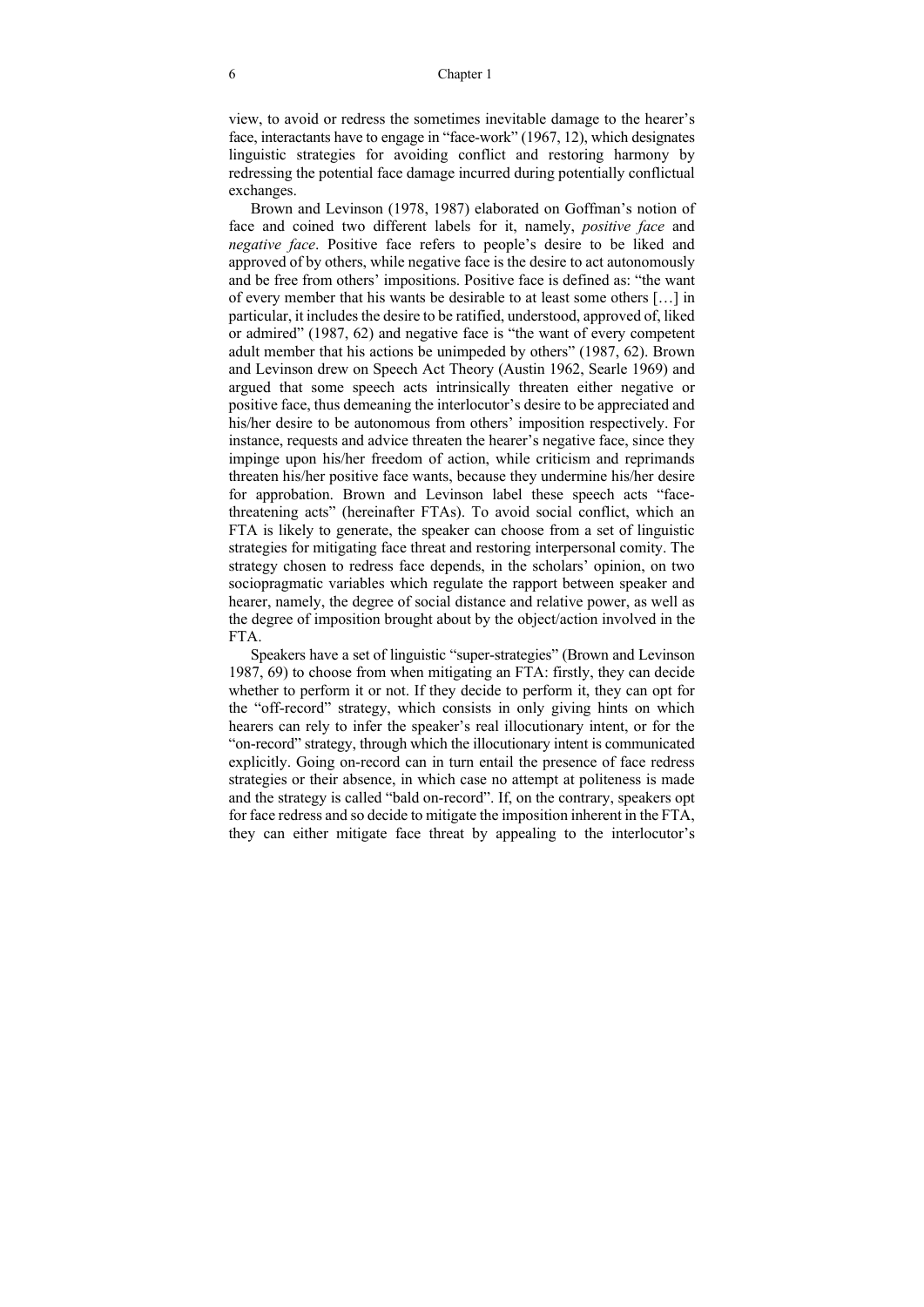view, to avoid or redress the sometimes inevitable damage to the hearer's face, interactants have to engage in "face-work" (1967, 12), which designates linguistic strategies for avoiding conflict and restoring harmony by redressing the potential face damage incurred during potentially conflictual exchanges.

Brown and Levinson (1978, 1987) elaborated on Goffman's notion of face and coined two different labels for it, namely, *positive face* and *negative face*. Positive face refers to people's desire to be liked and approved of by others, while negative face is the desire to act autonomously and be free from others' impositions. Positive face is defined as: "the want of every member that his wants be desirable to at least some others […] in particular, it includes the desire to be ratified, understood, approved of, liked or admired" (1987, 62) and negative face is "the want of every competent adult member that his actions be unimpeded by others" (1987, 62). Brown and Levinson drew on Speech Act Theory (Austin 1962, Searle 1969) and argued that some speech acts intrinsically threaten either negative or positive face, thus demeaning the interlocutor's desire to be appreciated and his/her desire to be autonomous from others' imposition respectively. For instance, requests and advice threaten the hearer's negative face, since they impinge upon his/her freedom of action, while criticism and reprimands threaten his/her positive face wants, because they undermine his/her desire for approbation. Brown and Levinson label these speech acts "face-threatening acts" (hereinafter FTAs). To avoid social conflict, which an FTA is likely to generate, the speaker can choose from a set of linguistic strategies for mitigating face threat and restoring interpersonal comity. The strategy chosen to redress face depends, in the scholars' opinion, on two sociopragmatic variables which regulate the rapport between speaker and hearer, namely, the degree of social distance and relative power, as well as the degree of imposition brought about by the object/action involved in the FTA.

Speakers have a set of linguistic "super-strategies" (Brown and Levinson 1987, 69) to choose from when mitigating an FTA: firstly, they can decide whether to perform it or not. If they decide to perform it, they can opt for the "off-record" strategy, which consists in only giving hints on which hearers can rely to infer the speaker's real illocutionary intent, or for the "on-record" strategy, through which the illocutionary intent is communicated explicitly. Going on-record can in turn entail the presence of face redress strategies or their absence, in which case no attempt at politeness is made and the strategy is called "bald on-record". If, on the contrary, speakers opt for face redress and so decide to mitigate the imposition inherent in the FTA, they can either mitigate face threat by appealing to the interlocutor's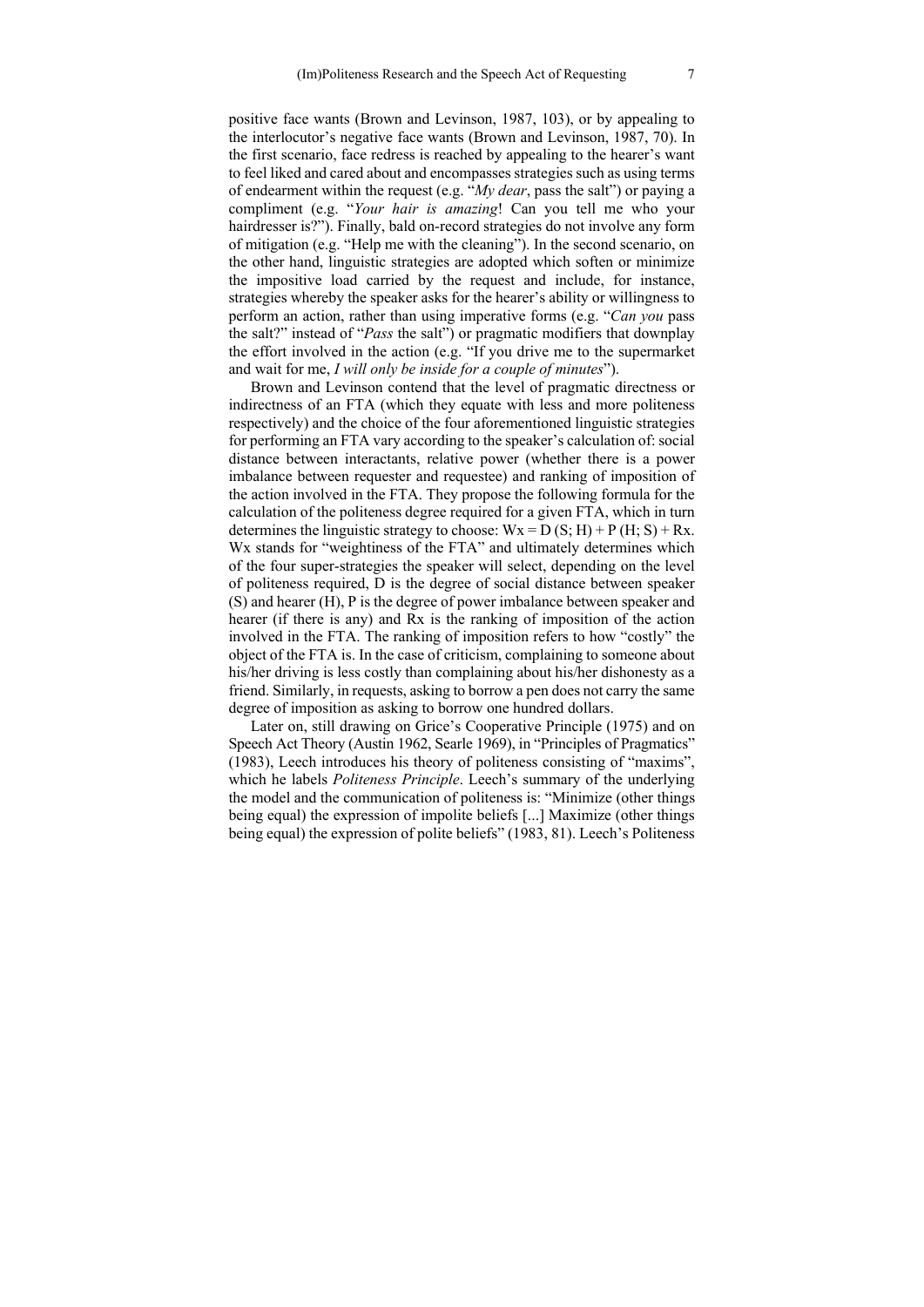positive face wants (Brown and Levinson, 1987, 103), or by appealing to the interlocutor's negative face wants (Brown and Levinson, 1987, 70). In the first scenario, face redress is reached by appealing to the hearer's want to feel liked and cared about and encompasses strategies such as using terms of endearment within the request (e.g. "*My dear*, pass the salt") or paying a compliment (e.g. "*Your hair is amazing*! Can you tell me who your hairdresser is?"). Finally, bald on-record strategies do not involve any form of mitigation (e.g. "Help me with the cleaning"). In the second scenario, on the other hand, linguistic strategies are adopted which soften or minimize the impositive load carried by the request and include, for instance, strategies whereby the speaker asks for the hearer's ability or willingness to perform an action, rather than using imperative forms (e.g. "*Can you* pass the salt?" instead of "*Pass* the salt") or pragmatic modifiers that downplay the effort involved in the action (e.g. "If you drive me to the supermarket and wait for me, *I will only be inside for a couple of minutes*").

Brown and Levinson contend that the level of pragmatic directness or indirectness of an FTA (which they equate with less and more politeness respectively) and the choice of the four aforementioned linguistic strategies for performing an FTA vary according to the speaker's calculation of: social distance between interactants, relative power (whether there is a power imbalance between requester and requestee) and ranking of imposition of the action involved in the FTA. They propose the following formula for the calculation of the politeness degree required for a given FTA, which in turn determines the linguistic strategy to choose: $Wx = D(S; H) + P(H; S) + Rx$. Wx stands for "weightiness of the FTA" and ultimately determines which of the four super-strategies the speaker will select, depending on the level of politeness required, D is the degree of social distance between speaker (S) and hearer (H), P is the degree of power imbalance between speaker and hearer (if there is any) and Rx is the ranking of imposition of the action involved in the FTA. The ranking of imposition refers to how "costly" the object of the FTA is. In the case of criticism, complaining to someone about his/her driving is less costly than complaining about his/her dishonesty as a friend. Similarly, in requests, asking to borrow a pen does not carry the same degree of imposition as asking to borrow one hundred dollars.

Later on, still drawing on Grice's Cooperative Principle (1975) and on Speech Act Theory (Austin 1962, Searle 1969), in "Principles of Pragmatics" (1983), Leech introduces his theory of politeness consisting of "maxims", which he labels *Politeness Principle*. Leech's summary of the underlying the model and the communication of politeness is: "Minimize (other things being equal) the expression of impolite beliefs [...] Maximize (other things being equal) the expression of polite beliefs" (1983, 81). Leech's Politeness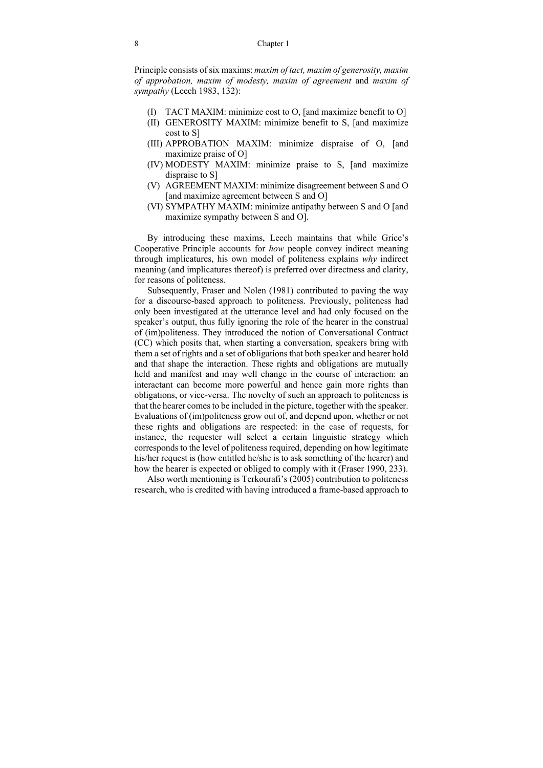Principle consists of six maxims: *maxim of tact, maxim of generosity, maxim of approbation, maxim of modesty, maxim of agreement* and *maxim of sympathy* (Leech 1983, 132):

(I) TACT MAXIM: minimize cost to O, [and maximize benefit to O]
(II) GENEROSITY MAXIM: minimize benefit to S, [and maximize cost to S]
(III) APPROBATION MAXIM: minimize dispraise of O, [and maximize praise of O]
(IV) MODESTY MAXIM: minimize praise to S, [and maximize dispraise to S]
(V) AGREEMENT MAXIM: minimize disagreement between S and O [and maximize agreement between S and O]
(VI) SYMPATHY MAXIM: minimize antipathy between S and O [and maximize sympathy between S and O].

By introducing these maxims, Leech maintains that while Grice's Cooperative Principle accounts for *how* people convey indirect meaning through implicatures, his own model of politeness explains *why* indirect meaning (and implicatures thereof) is preferred over directness and clarity, for reasons of politeness.

Subsequently, Fraser and Nolen (1981) contributed to paving the way for a discourse-based approach to politeness. Previously, politeness had only been investigated at the utterance level and had only focused on the speaker's output, thus fully ignoring the role of the hearer in the construal of (im)politeness. They introduced the notion of Conversational Contract (CC) which posits that, when starting a conversation, speakers bring with them a set of rights and a set of obligations that both speaker and hearer hold and that shape the interaction. These rights and obligations are mutually held and manifest and may well change in the course of interaction: an interactant can become more powerful and hence gain more rights than obligations, or vice-versa. The novelty of such an approach to politeness is that the hearer comes to be included in the picture, together with the speaker. Evaluations of (im)politeness grow out of, and depend upon, whether or not these rights and obligations are respected: in the case of requests, for instance, the requester will select a certain linguistic strategy which corresponds to the level of politeness required, depending on how legitimate his/her request is (how entitled he/she is to ask something of the hearer) and how the hearer is expected or obliged to comply with it (Fraser 1990, 233).

Also worth mentioning is Terkourafi's (2005) contribution to politeness research, who is credited with having introduced a frame-based approach to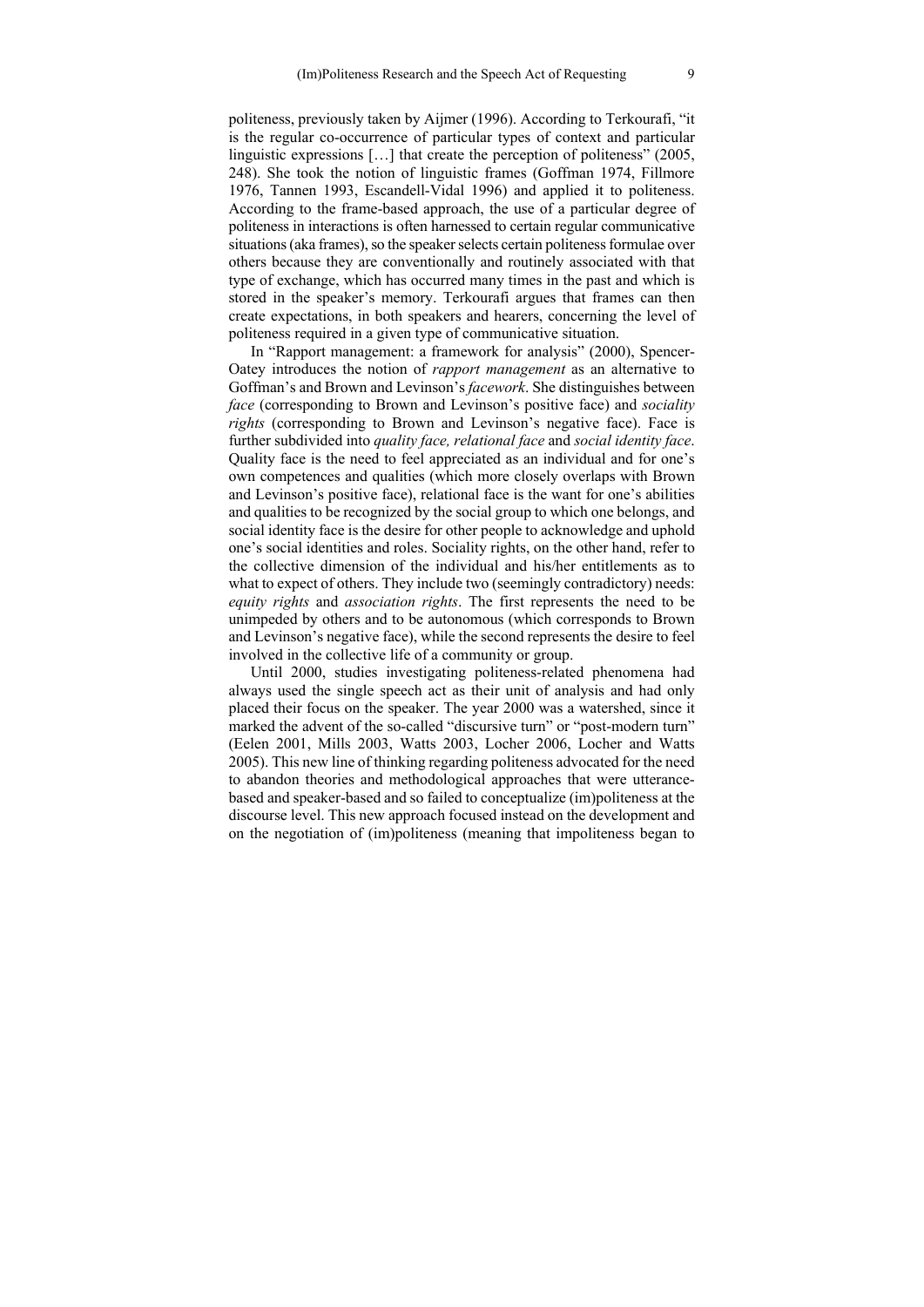politeness, previously taken by Aijmer (1996). According to Terkourafi, "it is the regular co-occurrence of particular types of context and particular linguistic expressions […] that create the perception of politeness" (2005, 248). She took the notion of linguistic frames (Goffman 1974, Fillmore 1976, Tannen 1993, Escandell-Vidal 1996) and applied it to politeness. According to the frame-based approach, the use of a particular degree of politeness in interactions is often harnessed to certain regular communicative situations (aka frames), so the speaker selects certain politeness formulae over others because they are conventionally and routinely associated with that type of exchange, which has occurred many times in the past and which is stored in the speaker's memory. Terkourafi argues that frames can then create expectations, in both speakers and hearers, concerning the level of politeness required in a given type of communicative situation.

In "Rapport management: a framework for analysis" (2000), Spencer-Oatey introduces the notion of *rapport management* as an alternative to Goffman's and Brown and Levinson's *facework*. She distinguishes between *face* (corresponding to Brown and Levinson's positive face) and *sociality rights* (corresponding to Brown and Levinson's negative face). Face is further subdivided into *quality face, relational face* and *social identity face*. Quality face is the need to feel appreciated as an individual and for one's own competences and qualities (which more closely overlaps with Brown and Levinson's positive face), relational face is the want for one's abilities and qualities to be recognized by the social group to which one belongs, and social identity face is the desire for other people to acknowledge and uphold one's social identities and roles. Sociality rights, on the other hand, refer to the collective dimension of the individual and his/her entitlements as to what to expect of others. They include two (seemingly contradictory) needs: *equity rights* and *association rights*. The first represents the need to be unimpeded by others and to be autonomous (which corresponds to Brown and Levinson's negative face), while the second represents the desire to feel involved in the collective life of a community or group.

Until 2000, studies investigating politeness-related phenomena had always used the single speech act as their unit of analysis and had only placed their focus on the speaker. The year 2000 was a watershed, since it marked the advent of the so-called "discursive turn" or "post-modern turn" (Eelen 2001, Mills 2003, Watts 2003, Locher 2006, Locher and Watts 2005). This new line of thinking regarding politeness advocated for the need to abandon theories and methodological approaches that were utterance-based and speaker-based and so failed to conceptualize (im)politeness at the discourse level. This new approach focused instead on the development and on the negotiation of (im)politeness (meaning that impoliteness began to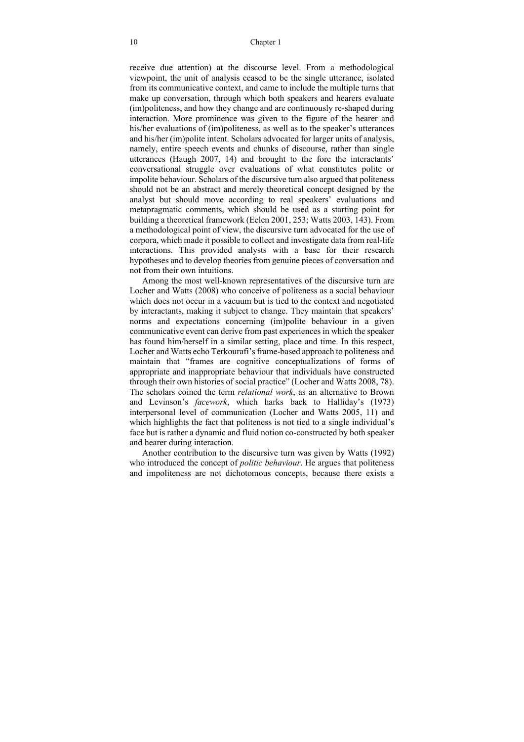receive due attention) at the discourse level. From a methodological viewpoint, the unit of analysis ceased to be the single utterance, isolated from its communicative context, and came to include the multiple turns that make up conversation, through which both speakers and hearers evaluate (im)politeness, and how they change and are continuously re-shaped during interaction. More prominence was given to the figure of the hearer and his/her evaluations of (im)politeness, as well as to the speaker's utterances and his/her (im)polite intent. Scholars advocated for larger units of analysis, namely, entire speech events and chunks of discourse, rather than single utterances (Haugh 2007, 14) and brought to the fore the interactants' conversational struggle over evaluations of what constitutes polite or impolite behaviour. Scholars of the discursive turn also argued that politeness should not be an abstract and merely theoretical concept designed by the analyst but should move according to real speakers' evaluations and metapragmatic comments, which should be used as a starting point for building a theoretical framework (Eelen 2001, 253; Watts 2003, 143). From a methodological point of view, the discursive turn advocated for the use of corpora, which made it possible to collect and investigate data from real-life interactions. This provided analysts with a base for their research hypotheses and to develop theories from genuine pieces of conversation and not from their own intuitions.

Among the most well-known representatives of the discursive turn are Locher and Watts (2008) who conceive of politeness as a social behaviour which does not occur in a vacuum but is tied to the context and negotiated by interactants, making it subject to change. They maintain that speakers' norms and expectations concerning (im)polite behaviour in a given communicative event can derive from past experiences in which the speaker has found him/herself in a similar setting, place and time. In this respect, Locher and Watts echo Terkourafi's frame-based approach to politeness and maintain that "frames are cognitive conceptualizations of forms of appropriate and inappropriate behaviour that individuals have constructed through their own histories of social practice" (Locher and Watts 2008, 78). The scholars coined the term *relational work*, as an alternative to Brown and Levinson's *facework*, which harks back to Halliday's (1973) interpersonal level of communication (Locher and Watts 2005, 11) and which highlights the fact that politeness is not tied to a single individual's face but is rather a dynamic and fluid notion co-constructed by both speaker and hearer during interaction.

Another contribution to the discursive turn was given by Watts (1992) who introduced the concept of *politic behaviour*. He argues that politeness and impoliteness are not dichotomous concepts, because there exists a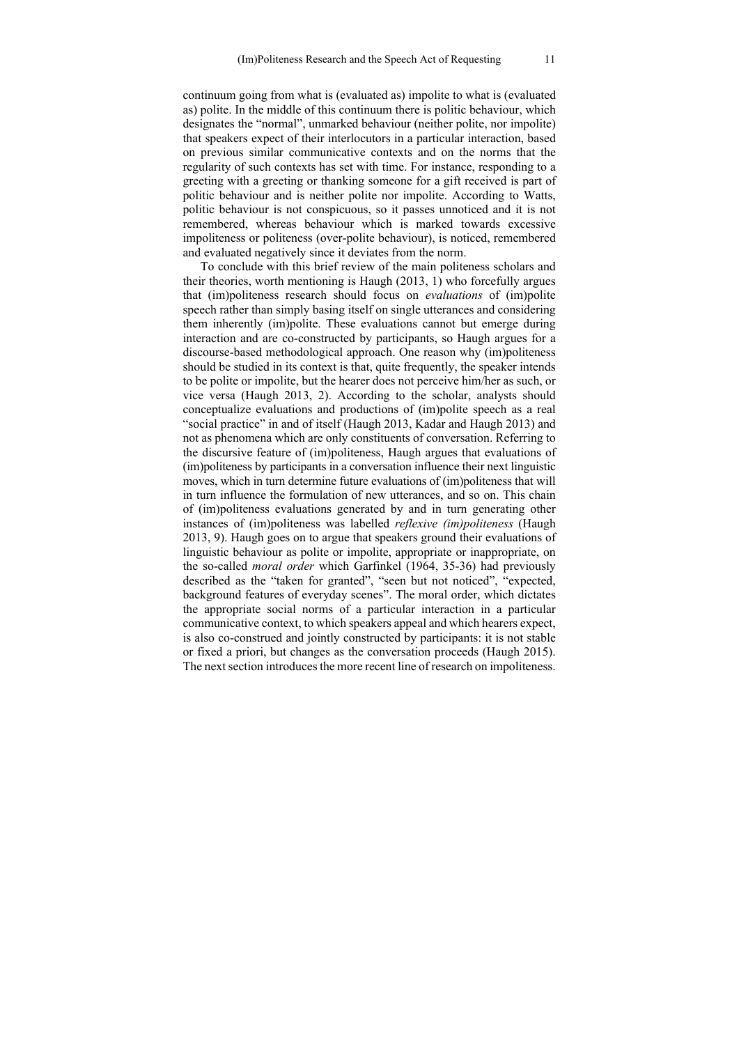continuum going from what is (evaluated as) impolite to what is (evaluated as) polite. In the middle of this continuum there is politic behaviour, which designates the "normal", unmarked behaviour (neither polite, nor impolite) that speakers expect of their interlocutors in a particular interaction, based on previous similar communicative contexts and on the norms that the regularity of such contexts has set with time. For instance, responding to a greeting with a greeting or thanking someone for a gift received is part of politic behaviour and is neither polite nor impolite. According to Watts, politic behaviour is not conspicuous, so it passes unnoticed and it is not remembered, whereas behaviour which is marked towards excessive impoliteness or politeness (over-polite behaviour), is noticed, remembered and evaluated negatively since it deviates from the norm.

To conclude with this brief review of the main politeness scholars and their theories, worth mentioning is Haugh (2013, 1) who forcefully argues that (im)politeness research should focus on *evaluations* of (im)polite speech rather than simply basing itself on single utterances and considering them inherently (im)polite. These evaluations cannot but emerge during interaction and are co-constructed by participants, so Haugh argues for a discourse-based methodological approach. One reason why (im)politeness should be studied in its context is that, quite frequently, the speaker intends to be polite or impolite, but the hearer does not perceive him/her as such, or vice versa (Haugh 2013, 2). According to the scholar, analysts should conceptualize evaluations and productions of (im)polite speech as a real "social practice" in and of itself (Haugh 2013, Kadar and Haugh 2013) and not as phenomena which are only constituents of conversation. Referring to the discursive feature of (im)politeness, Haugh argues that evaluations of (im)politeness by participants in a conversation influence their next linguistic moves, which in turn determine future evaluations of (im)politeness that will in turn influence the formulation of new utterances, and so on. This chain of (im)politeness evaluations generated by and in turn generating other instances of (im)politeness was labelled *reflexive (im)politeness* (Haugh 2013, 9). Haugh goes on to argue that speakers ground their evaluations of linguistic behaviour as polite or impolite, appropriate or inappropriate, on the so-called *moral order* which Garfinkel (1964, 35-36) had previously described as the "taken for granted", "seen but not noticed", "expected, background features of everyday scenes". The moral order, which dictates the appropriate social norms of a particular interaction in a particular communicative context, to which speakers appeal and which hearers expect, is also co-construed and jointly constructed by participants: it is not stable or fixed a priori, but changes as the conversation proceeds (Haugh 2015). The next section introduces the more recent line of research on impoliteness.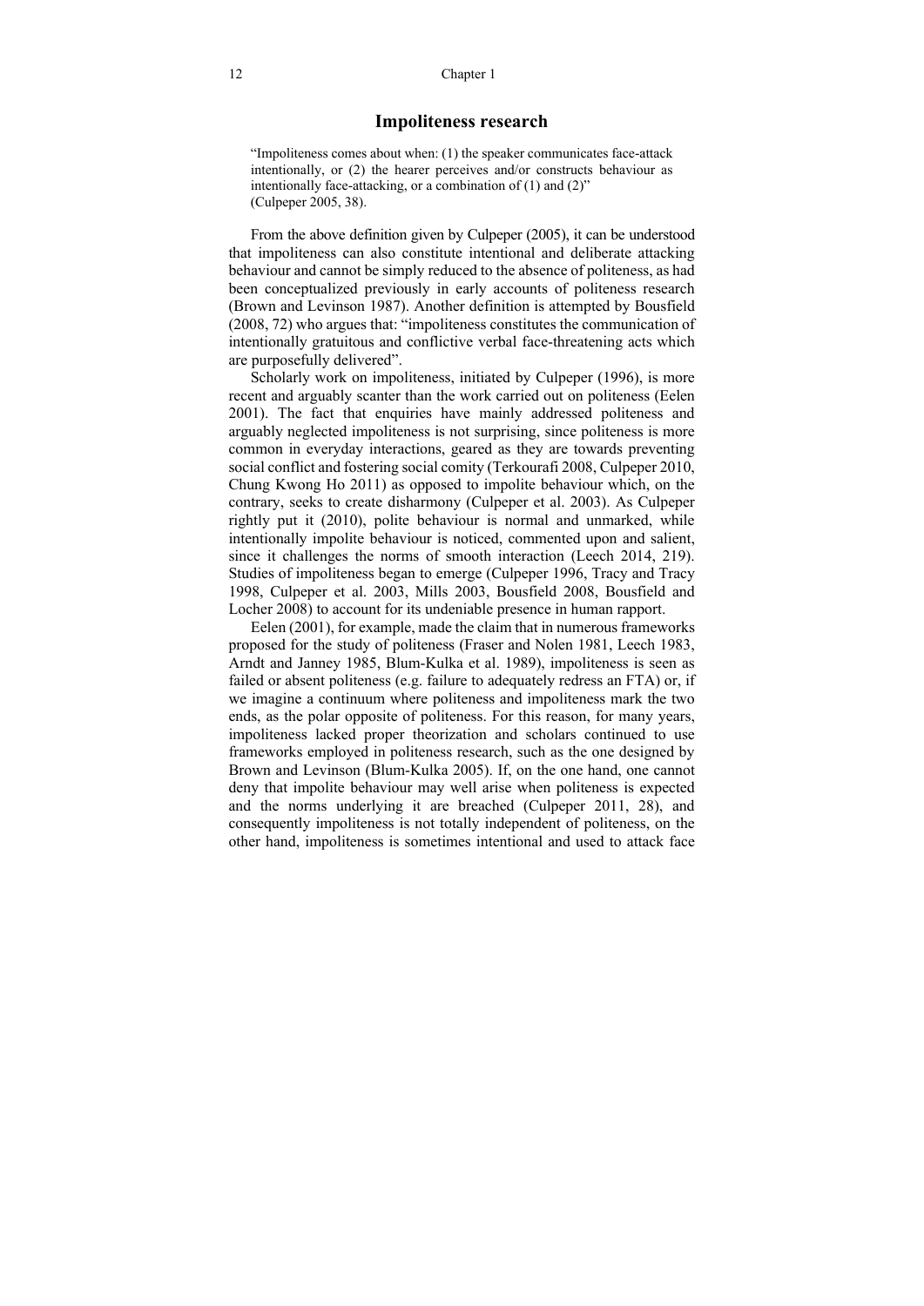## Impoliteness research

> "Impoliteness comes about when: (1) the speaker communicates face-attack intentionally, or (2) the hearer perceives and/or constructs behaviour as intentionally face-attacking, or a combination of (1) and (2)"
> (Culpeper 2005, 38).

From the above definition given by Culpeper (2005), it can be understood that impoliteness can also constitute intentional and deliberate attacking behaviour and cannot be simply reduced to the absence of politeness, as had been conceptualized previously in early accounts of politeness research (Brown and Levinson 1987). Another definition is attempted by Bousfield (2008, 72) who argues that: "impoliteness constitutes the communication of intentionally gratuitous and conflictive verbal face-threatening acts which are purposefully delivered".

Scholarly work on impoliteness, initiated by Culpeper (1996), is more recent and arguably scanter than the work carried out on politeness (Eelen 2001). The fact that enquiries have mainly addressed politeness and arguably neglected impoliteness is not surprising, since politeness is more common in everyday interactions, geared as they are towards preventing social conflict and fostering social comity (Terkourafi 2008, Culpeper 2010, Chung Kwong Ho 2011) as opposed to impolite behaviour which, on the contrary, seeks to create disharmony (Culpeper et al. 2003). As Culpeper rightly put it (2010), polite behaviour is normal and unmarked, while intentionally impolite behaviour is noticed, commented upon and salient, since it challenges the norms of smooth interaction (Leech 2014, 219). Studies of impoliteness began to emerge (Culpeper 1996, Tracy and Tracy 1998, Culpeper et al. 2003, Mills 2003, Bousfield 2008, Bousfield and Locher 2008) to account for its undeniable presence in human rapport.

Eelen (2001), for example, made the claim that in numerous frameworks proposed for the study of politeness (Fraser and Nolen 1981, Leech 1983, Arndt and Janney 1985, Blum-Kulka et al. 1989), impoliteness is seen as failed or absent politeness (e.g. failure to adequately redress an FTA) or, if we imagine a continuum where politeness and impoliteness mark the two ends, as the polar opposite of politeness. For this reason, for many years, impoliteness lacked proper theorization and scholars continued to use frameworks employed in politeness research, such as the one designed by Brown and Levinson (Blum-Kulka 2005). If, on the one hand, one cannot deny that impolite behaviour may well arise when politeness is expected and the norms underlying it are breached (Culpeper 2011, 28), and consequently impoliteness is not totally independent of politeness, on the other hand, impoliteness is sometimes intentional and used to attack face